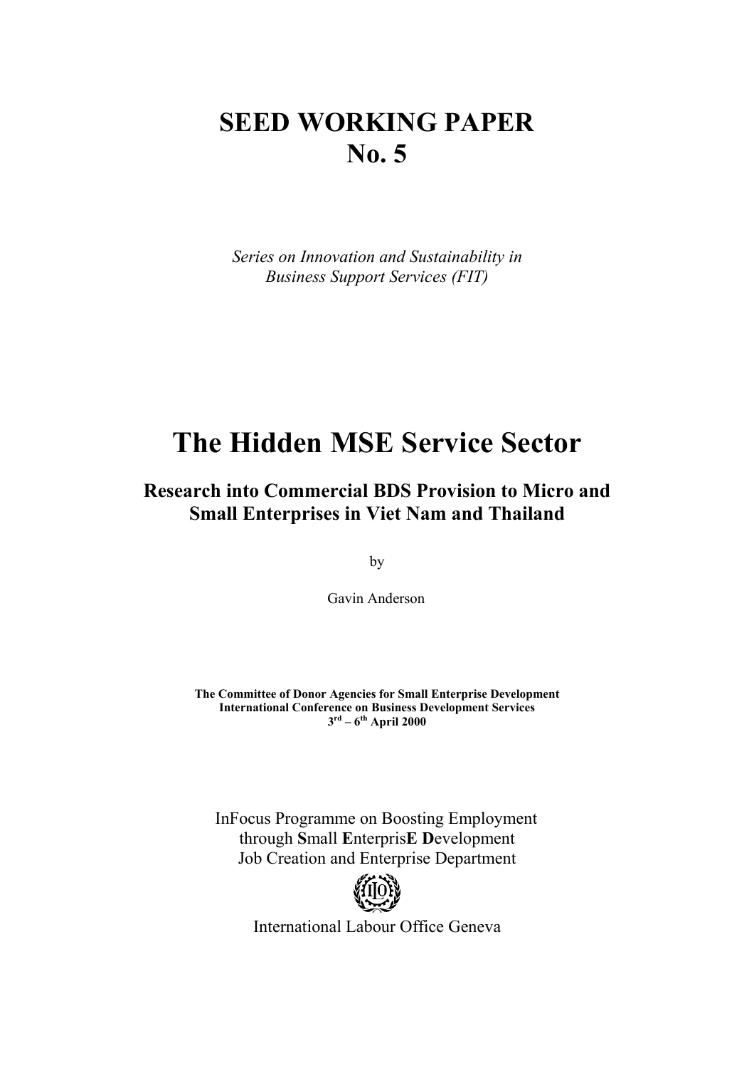# SEED WORKING PAPER
# No. 5

*Series on Innovation and Sustainability in Business Support Services (FIT)*

# The Hidden MSE Service Sector

## Research into Commercial BDS Provision to Micro and Small Enterprises in Viet Nam and Thailand

by

Gavin Anderson

**The Committee of Donor Agencies for Small Enterprise Development**
**International Conference on Business Development Services**
**3rd – 6th April 2000**

InFocus Programme on Boosting Employment through **S**mall **E**nterpris**E** **D**evelopment
Job Creation and Enterprise Department

International Labour Office Geneva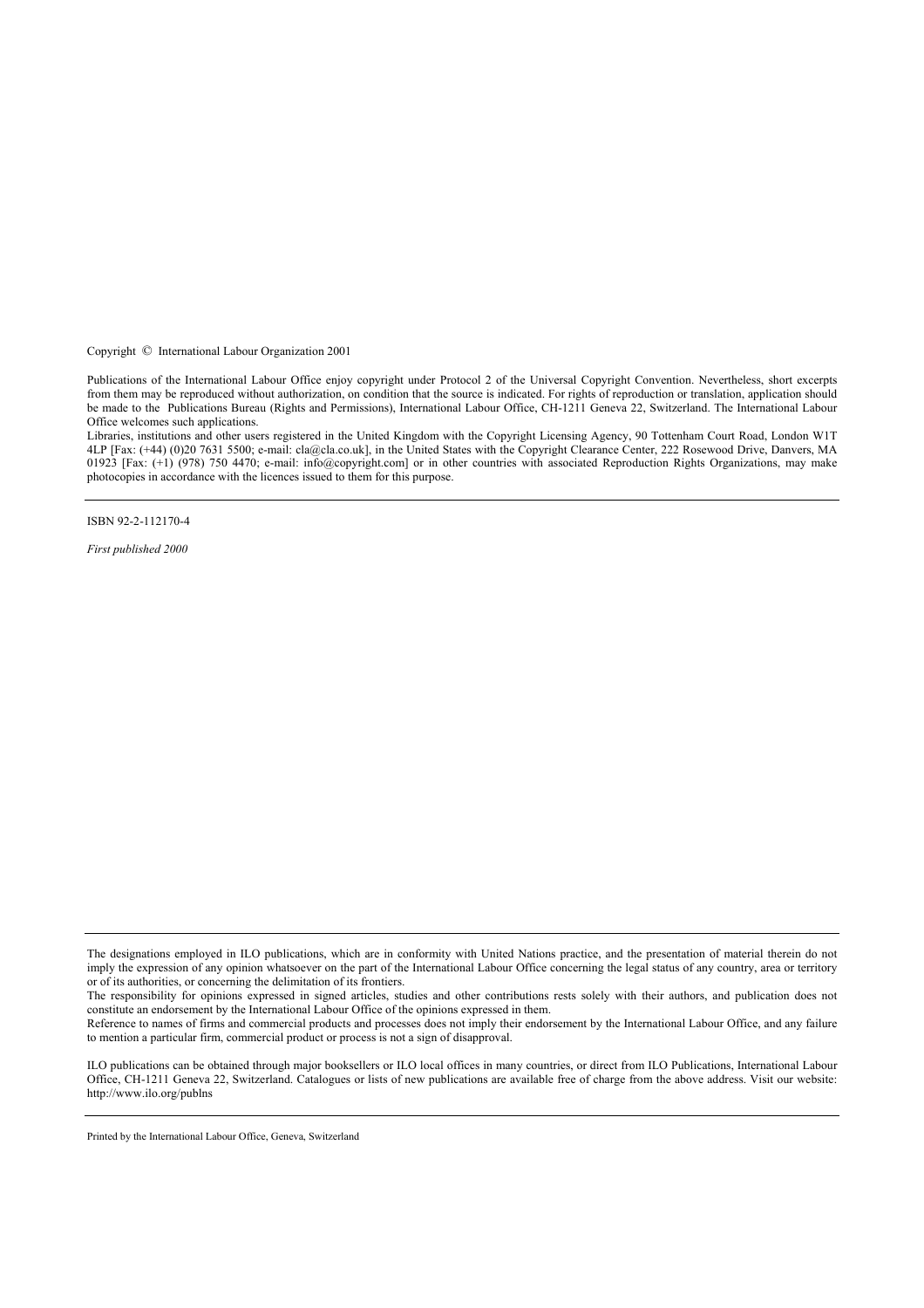Copyright © International Labour Organization 2001

Publications of the International Labour Office enjoy copyright under Protocol 2 of the Universal Copyright Convention. Nevertheless, short excerpts from them may be reproduced without authorization, on condition that the source is indicated. For rights of reproduction or translation, application should be made to the Publications Bureau (Rights and Permissions), International Labour Office, CH-1211 Geneva 22, Switzerland. The International Labour Office welcomes such applications.

Libraries, institutions and other users registered in the United Kingdom with the Copyright Licensing Agency, 90 Tottenham Court Road, London W1T 4LP [Fax: (+44) (0)20 7631 5500; e-mail: cla@cla.co.uk], in the United States with the Copyright Clearance Center, 222 Rosewood Drive, Danvers, MA 01923 [Fax: (+1) (978) 750 4470; e-mail: info@copyright.com] or in other countries with associated Reproduction Rights Organizations, may make photocopies in accordance with the licences issued to them for this purpose.

---

ISBN 92-2-112170-4

*First published 2000*

---

The designations employed in ILO publications, which are in conformity with United Nations practice, and the presentation of material therein do not imply the expression of any opinion whatsoever on the part of the International Labour Office concerning the legal status of any country, area or territory or of its authorities, or concerning the delimitation of its frontiers.

The responsibility for opinions expressed in signed articles, studies and other contributions rests solely with their authors, and publication does not constitute an endorsement by the International Labour Office of the opinions expressed in them.

Reference to names of firms and commercial products and processes does not imply their endorsement by the International Labour Office, and any failure to mention a particular firm, commercial product or process is not a sign of disapproval.

ILO publications can be obtained through major booksellers or ILO local offices in many countries, or direct from ILO Publications, International Labour Office, CH-1211 Geneva 22, Switzerland. Catalogues or lists of new publications are available free of charge from the above address. Visit our website: http://www.ilo.org/publns

---

Printed by the International Labour Office, Geneva, Switzerland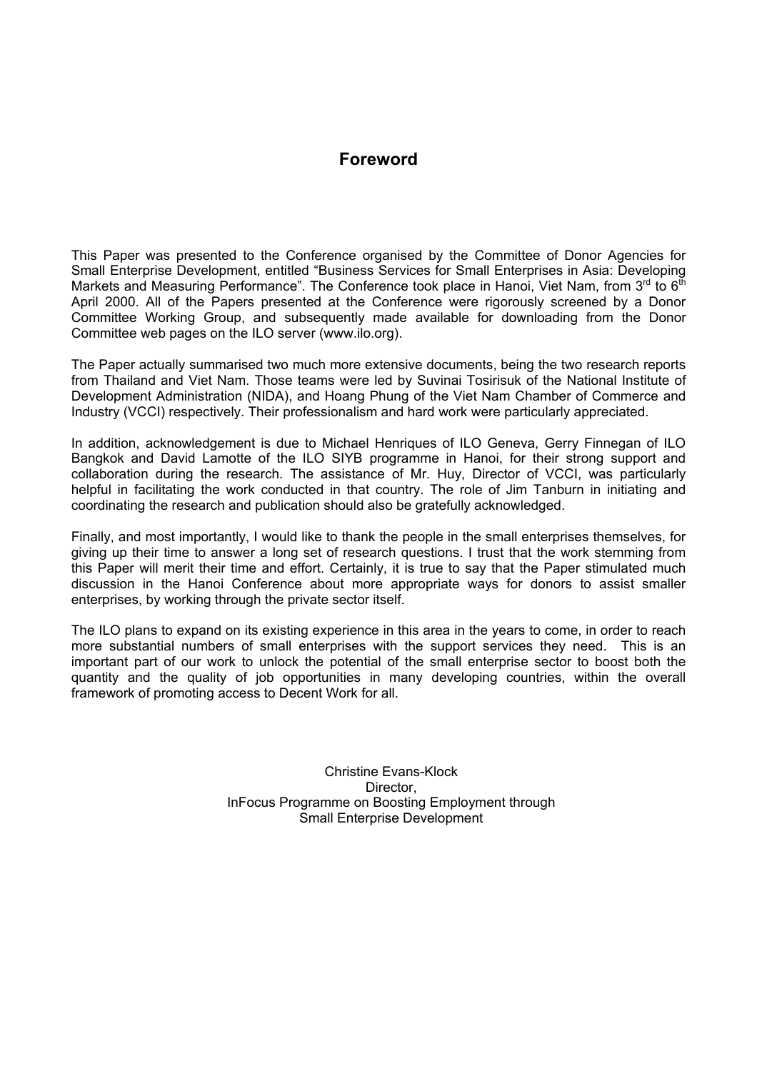# Foreword

This Paper was presented to the Conference organised by the Committee of Donor Agencies for Small Enterprise Development, entitled "Business Services for Small Enterprises in Asia: Developing Markets and Measuring Performance". The Conference took place in Hanoi, Viet Nam, from 3rd to 6th April 2000. All of the Papers presented at the Conference were rigorously screened by a Donor Committee Working Group, and subsequently made available for downloading from the Donor Committee web pages on the ILO server (www.ilo.org).

The Paper actually summarised two much more extensive documents, being the two research reports from Thailand and Viet Nam. Those teams were led by Suvinai Tosirisuk of the National Institute of Development Administration (NIDA), and Hoang Phung of the Viet Nam Chamber of Commerce and Industry (VCCI) respectively. Their professionalism and hard work were particularly appreciated.

In addition, acknowledgement is due to Michael Henriques of ILO Geneva, Gerry Finnegan of ILO Bangkok and David Lamotte of the ILO SIYB programme in Hanoi, for their strong support and collaboration during the research. The assistance of Mr. Huy, Director of VCCI, was particularly helpful in facilitating the work conducted in that country. The role of Jim Tanburn in initiating and coordinating the research and publication should also be gratefully acknowledged.

Finally, and most importantly, I would like to thank the people in the small enterprises themselves, for giving up their time to answer a long set of research questions. I trust that the work stemming from this Paper will merit their time and effort. Certainly, it is true to say that the Paper stimulated much discussion in the Hanoi Conference about more appropriate ways for donors to assist smaller enterprises, by working through the private sector itself.

The ILO plans to expand on its existing experience in this area in the years to come, in order to reach more substantial numbers of small enterprises with the support services they need. This is an important part of our work to unlock the potential of the small enterprise sector to boost both the quantity and the quality of job opportunities in many developing countries, within the overall framework of promoting access to Decent Work for all.

Christine Evans-Klock
Director,
InFocus Programme on Boosting Employment through
Small Enterprise Development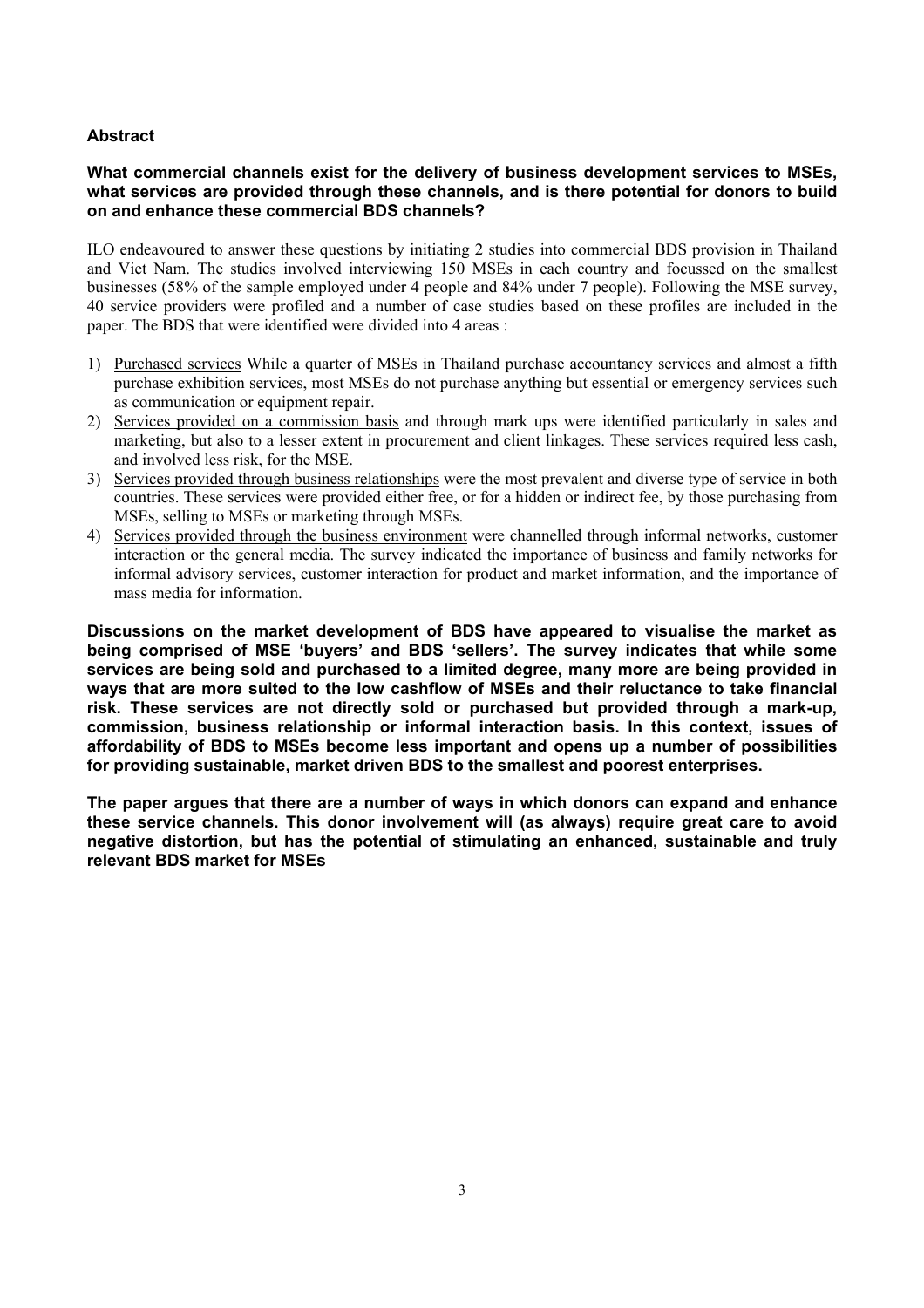## Abstract

**What commercial channels exist for the delivery of business development services to MSEs, what services are provided through these channels, and is there potential for donors to build on and enhance these commercial BDS channels?**

ILO endeavoured to answer these questions by initiating 2 studies into commercial BDS provision in Thailand and Viet Nam. The studies involved interviewing 150 MSEs in each country and focussed on the smallest businesses (58% of the sample employed under 4 people and 84% under 7 people). Following the MSE survey, 40 service providers were profiled and a number of case studies based on these profiles are included in the paper. The BDS that were identified were divided into 4 areas :

1) Purchased services While a quarter of MSEs in Thailand purchase accountancy services and almost a fifth purchase exhibition services, most MSEs do not purchase anything but essential or emergency services such as communication or equipment repair.
2) Services provided on a commission basis and through mark ups were identified particularly in sales and marketing, but also to a lesser extent in procurement and client linkages. These services required less cash, and involved less risk, for the MSE.
3) Services provided through business relationships were the most prevalent and diverse type of service in both countries. These services were provided either free, or for a hidden or indirect fee, by those purchasing from MSEs, selling to MSEs or marketing through MSEs.
4) Services provided through the business environment were channelled through informal networks, customer interaction or the general media. The survey indicated the importance of business and family networks for informal advisory services, customer interaction for product and market information, and the importance of mass media for information.

**Discussions on the market development of BDS have appeared to visualise the market as being comprised of MSE 'buyers' and BDS 'sellers'. The survey indicates that while some services are being sold and purchased to a limited degree, many more are being provided in ways that are more suited to the low cashflow of MSEs and their reluctance to take financial risk. These services are not directly sold or purchased but provided through a mark-up, commission, business relationship or informal interaction basis. In this context, issues of affordability of BDS to MSEs become less important and opens up a number of possibilities for providing sustainable, market driven BDS to the smallest and poorest enterprises.**

**The paper argues that there are a number of ways in which donors can expand and enhance these service channels. This donor involvement will (as always) require great care to avoid negative distortion, but has the potential of stimulating an enhanced, sustainable and truly relevant BDS market for MSEs**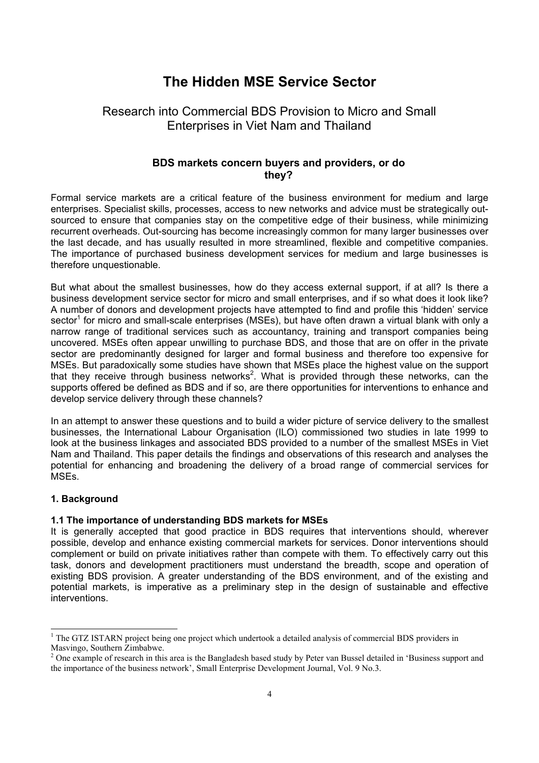# The Hidden MSE Service Sector

## Research into Commercial BDS Provision to Micro and Small Enterprises in Viet Nam and Thailand

### BDS markets concern buyers and providers, or do they?

Formal service markets are a critical feature of the business environment for medium and large enterprises. Specialist skills, processes, access to new networks and advice must be strategically out-sourced to ensure that companies stay on the competitive edge of their business, while minimizing recurrent overheads. Out-sourcing has become increasingly common for many larger businesses over the last decade, and has usually resulted in more streamlined, flexible and competitive companies. The importance of purchased business development services for medium and large businesses is therefore unquestionable.

But what about the smallest businesses, how do they access external support, if at all? Is there a business development service sector for micro and small enterprises, and if so what does it look like? A number of donors and development projects have attempted to find and profile this 'hidden' service sector[1] for micro and small-scale enterprises (MSEs), but have often drawn a virtual blank with only a narrow range of traditional services such as accountancy, training and transport companies being uncovered. MSEs often appear unwilling to purchase BDS, and those that are on offer in the private sector are predominantly designed for larger and formal business and therefore too expensive for MSEs. But paradoxically some studies have shown that MSEs place the highest value on the support that they receive through business networks[2]. What is provided through these networks, can the supports offered be defined as BDS and if so, are there opportunities for interventions to enhance and develop service delivery through these channels?

In an attempt to answer these questions and to build a wider picture of service delivery to the smallest businesses, the International Labour Organisation (ILO) commissioned two studies in late 1999 to look at the business linkages and associated BDS provided to a number of the smallest MSEs in Viet Nam and Thailand. This paper details the findings and observations of this research and analyses the potential for enhancing and broadening the delivery of a broad range of commercial services for MSEs.

### 1. Background

#### 1.1 The importance of understanding BDS markets for MSEs

It is generally accepted that good practice in BDS requires that interventions should, wherever possible, develop and enhance existing commercial markets for services. Donor interventions should complement or build on private initiatives rather than compete with them. To effectively carry out this task, donors and development practitioners must understand the breadth, scope and operation of existing BDS provision. A greater understanding of the BDS environment, and of the existing and potential markets, is imperative as a preliminary step in the design of sustainable and effective interventions.

---

[1] The GTZ ISTARN project being one project which undertook a detailed analysis of commercial BDS providers in Masvingo, Southern Zimbabwe.

[2] One example of research in this area is the Bangladesh based study by Peter van Bussel detailed in 'Business support and the importance of the business network', Small Enterprise Development Journal, Vol. 9 No.3.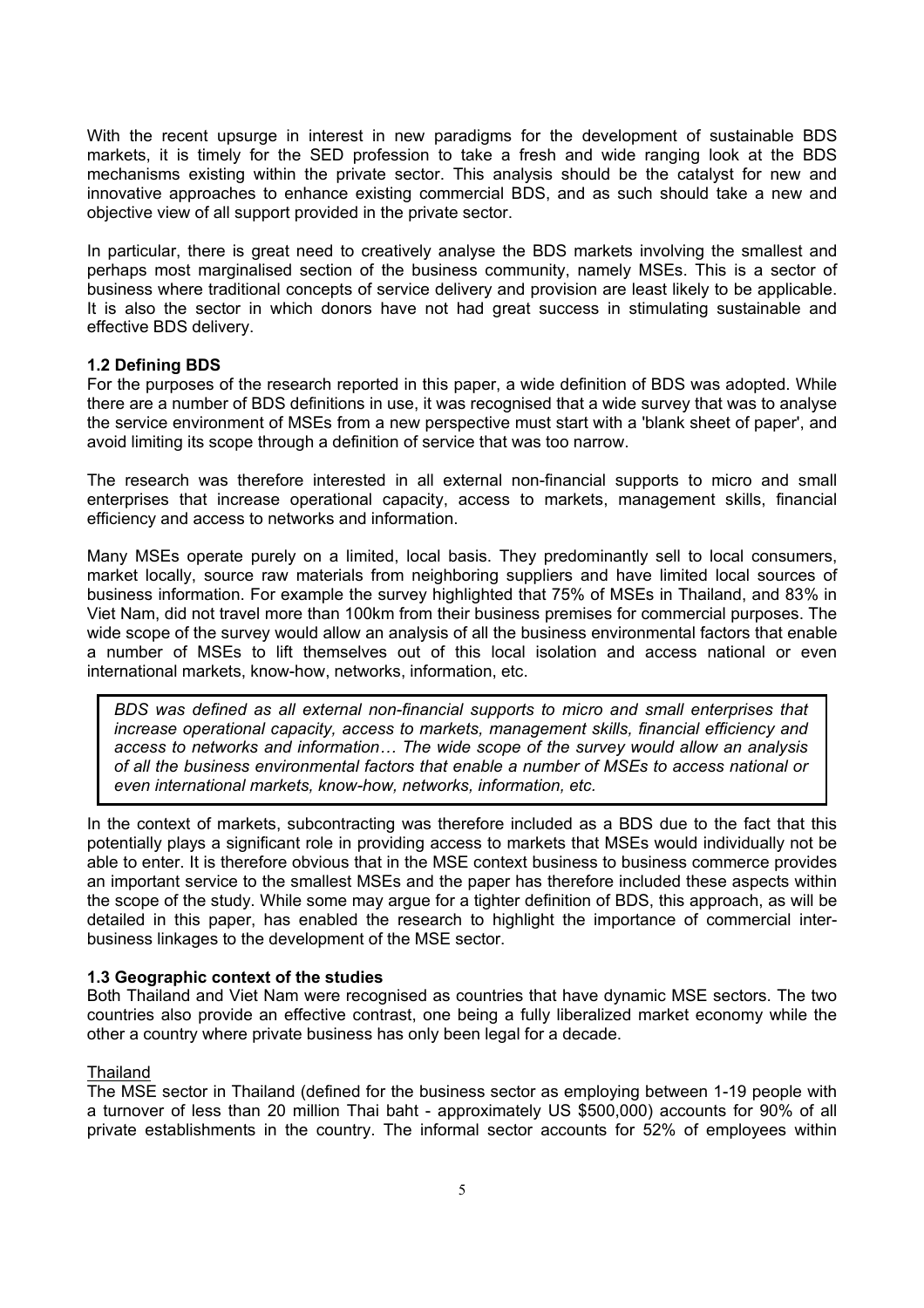With the recent upsurge in interest in new paradigms for the development of sustainable BDS markets, it is timely for the SED profession to take a fresh and wide ranging look at the BDS mechanisms existing within the private sector. This analysis should be the catalyst for new and innovative approaches to enhance existing commercial BDS, and as such should take a new and objective view of all support provided in the private sector.

In particular, there is great need to creatively analyse the BDS markets involving the smallest and perhaps most marginalised section of the business community, namely MSEs. This is a sector of business where traditional concepts of service delivery and provision are least likely to be applicable. It is also the sector in which donors have not had great success in stimulating sustainable and effective BDS delivery.

### 1.2 Defining BDS

For the purposes of the research reported in this paper, a wide definition of BDS was adopted. While there are a number of BDS definitions in use, it was recognised that a wide survey that was to analyse the service environment of MSEs from a new perspective must start with a 'blank sheet of paper', and avoid limiting its scope through a definition of service that was too narrow.

The research was therefore interested in all external non-financial supports to micro and small enterprises that increase operational capacity, access to markets, management skills, financial efficiency and access to networks and information.

Many MSEs operate purely on a limited, local basis. They predominantly sell to local consumers, market locally, source raw materials from neighboring suppliers and have limited local sources of business information. For example the survey highlighted that 75% of MSEs in Thailand, and 83% in Viet Nam, did not travel more than 100km from their business premises for commercial purposes. The wide scope of the survey would allow an analysis of all the business environmental factors that enable a number of MSEs to lift themselves out of this local isolation and access national or even international markets, know-how, networks, information, etc.

> *BDS was defined as all external non-financial supports to micro and small enterprises that increase operational capacity, access to markets, management skills, financial efficiency and access to networks and information… The wide scope of the survey would allow an analysis of all the business environmental factors that enable a number of MSEs to access national or even international markets, know-how, networks, information, etc.*

In the context of markets, subcontracting was therefore included as a BDS due to the fact that this potentially plays a significant role in providing access to markets that MSEs would individually not be able to enter. It is therefore obvious that in the MSE context business to business commerce provides an important service to the smallest MSEs and the paper has therefore included these aspects within the scope of the study. While some may argue for a tighter definition of BDS, this approach, as will be detailed in this paper, has enabled the research to highlight the importance of commercial inter-business linkages to the development of the MSE sector.

### 1.3 Geographic context of the studies

Both Thailand and Viet Nam were recognised as countries that have dynamic MSE sectors. The two countries also provide an effective contrast, one being a fully liberalized market economy while the other a country where private business has only been legal for a decade.

#### Thailand

The MSE sector in Thailand (defined for the business sector as employing between 1-19 people with a turnover of less than 20 million Thai baht - approximately US $500,000) accounts for 90% of all private establishments in the country. The informal sector accounts for 52% of employees within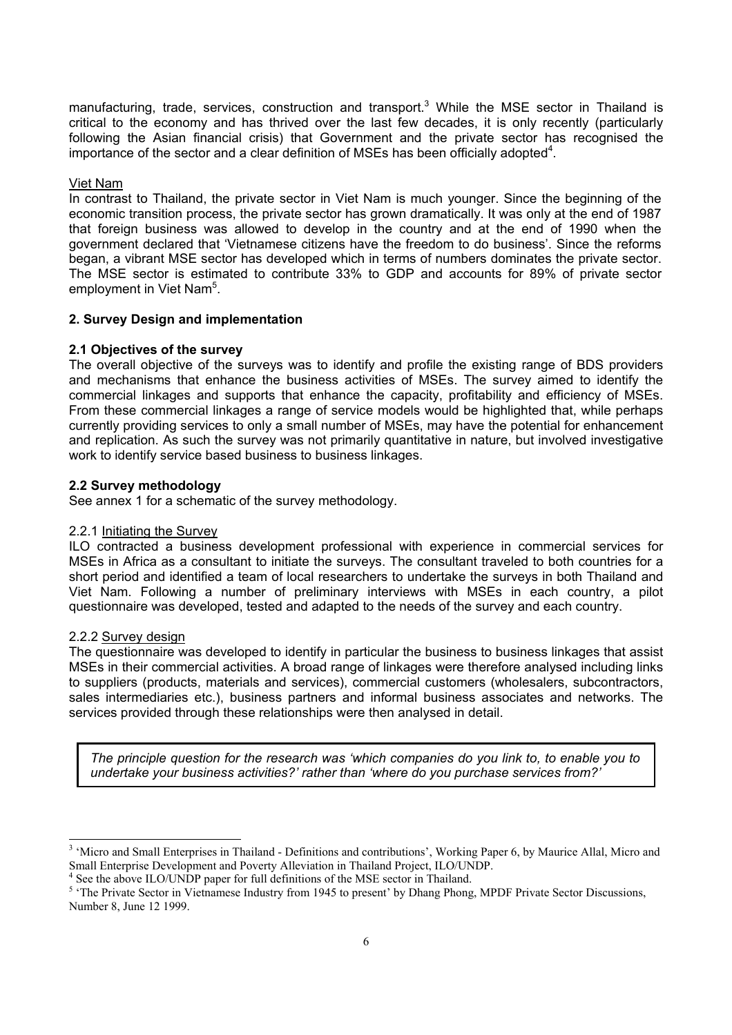manufacturing, trade, services, construction and transport.[3] While the MSE sector in Thailand is critical to the economy and has thrived over the last few decades, it is only recently (particularly following the Asian financial crisis) that Government and the private sector has recognised the importance of the sector and a clear definition of MSEs has been officially adopted[4].

Viet Nam

In contrast to Thailand, the private sector in Viet Nam is much younger. Since the beginning of the economic transition process, the private sector has grown dramatically. It was only at the end of 1987 that foreign business was allowed to develop in the country and at the end of 1990 when the government declared that 'Vietnamese citizens have the freedom to do business'. Since the reforms began, a vibrant MSE sector has developed which in terms of numbers dominates the private sector. The MSE sector is estimated to contribute 33% to GDP and accounts for 89% of private sector employment in Viet Nam[5].

## 2. Survey Design and implementation

### 2.1 Objectives of the survey

The overall objective of the surveys was to identify and profile the existing range of BDS providers and mechanisms that enhance the business activities of MSEs. The survey aimed to identify the commercial linkages and supports that enhance the capacity, profitability and efficiency of MSEs. From these commercial linkages a range of service models would be highlighted that, while perhaps currently providing services to only a small number of MSEs, may have the potential for enhancement and replication. As such the survey was not primarily quantitative in nature, but involved investigative work to identify service based business to business linkages.

### 2.2 Survey methodology

See annex 1 for a schematic of the survey methodology.

#### 2.2.1 Initiating the Survey

ILO contracted a business development professional with experience in commercial services for MSEs in Africa as a consultant to initiate the surveys. The consultant traveled to both countries for a short period and identified a team of local researchers to undertake the surveys in both Thailand and Viet Nam. Following a number of preliminary interviews with MSEs in each country, a pilot questionnaire was developed, tested and adapted to the needs of the survey and each country.

#### 2.2.2 Survey design

The questionnaire was developed to identify in particular the business to business linkages that assist MSEs in their commercial activities. A broad range of linkages were therefore analysed including links to suppliers (products, materials and services), commercial customers (wholesalers, subcontractors, sales intermediaries etc.), business partners and informal business associates and networks. The services provided through these relationships were then analysed in detail.

> *The principle question for the research was 'which companies do you link to, to enable you to undertake your business activities?' rather than 'where do you purchase services from?'*

---

[3] 'Micro and Small Enterprises in Thailand - Definitions and contributions', Working Paper 6, by Maurice Allal, Micro and Small Enterprise Development and Poverty Alleviation in Thailand Project, ILO/UNDP.

[4] See the above ILO/UNDP paper for full definitions of the MSE sector in Thailand.

[5] 'The Private Sector in Vietnamese Industry from 1945 to present' by Dhang Phong, MPDF Private Sector Discussions, Number 8, June 12 1999.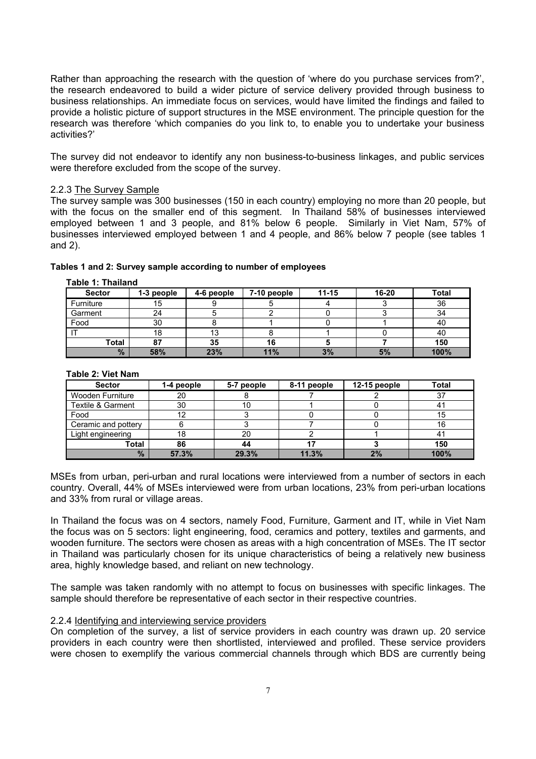Rather than approaching the research with the question of 'where do you purchase services from?', the research endeavored to build a wider picture of service delivery provided through business to business relationships. An immediate focus on services, would have limited the findings and failed to provide a holistic picture of support structures in the MSE environment. The principle question for the research was therefore 'which companies do you link to, to enable you to undertake your business activities?'

The survey did not endeavor to identify any non business-to-business linkages, and public services were therefore excluded from the scope of the survey.

2.2.3 The Survey Sample

The survey sample was 300 businesses (150 in each country) employing no more than 20 people, but with the focus on the smaller end of this segment. In Thailand 58% of businesses interviewed employed between 1 and 3 people, and 81% below 6 people. Similarly in Viet Nam, 57% of businesses interviewed employed between 1 and 4 people, and 86% below 7 people (see tables 1 and 2).

**Tables 1 and 2: Survey sample according to number of employees**

**Table 1: Thailand**

| Sector | 1-3 people | 4-6 people | 7-10 people | 11-15 | 16-20 | Total |
|---|---|---|---|---|---|---|
| Furniture | 15 | 9 | 5 | 4 | 3 | 36 |
| Garment | 24 | 5 | 2 | 0 | 3 | 34 |
| Food | 30 | 8 | 1 | 0 | 1 | 40 |
| IT | 18 | 13 | 8 | 1 | 0 | 40 |
| **Total** | **87** | **35** | **16** | **5** | **7** | **150** |
| **%** | **58%** | **23%** | **11%** | **3%** | **5%** | **100%** |

**Table 2: Viet Nam**

| Sector | 1-4 people | 5-7 people | 8-11 people | 12-15 people | Total |
|---|---|---|---|---|---|
| Wooden Furniture | 20 | 8 | 7 | 2 | 37 |
| Textile & Garment | 30 | 10 | 1 | 0 | 41 |
| Food | 12 | 3 | 0 | 0 | 15 |
| Ceramic and pottery | 6 | 3 | 7 | 0 | 16 |
| Light engineering | 18 | 20 | 2 | 1 | 41 |
| **Total** | **86** | **44** | **17** | **3** | **150** |
| **%** | **57.3%** | **29.3%** | **11.3%** | **2%** | **100%** |

MSEs from urban, peri-urban and rural locations were interviewed from a number of sectors in each country. Overall, 44% of MSEs interviewed were from urban locations, 23% from peri-urban locations and 33% from rural or village areas.

In Thailand the focus was on 4 sectors, namely Food, Furniture, Garment and IT, while in Viet Nam the focus was on 5 sectors: light engineering, food, ceramics and pottery, textiles and garments, and wooden furniture. The sectors were chosen as areas with a high concentration of MSEs. The IT sector in Thailand was particularly chosen for its unique characteristics of being a relatively new business area, highly knowledge based, and reliant on new technology.

The sample was taken randomly with no attempt to focus on businesses with specific linkages. The sample should therefore be representative of each sector in their respective countries.

2.2.4 Identifying and interviewing service providers

On completion of the survey, a list of service providers in each country was drawn up. 20 service providers in each country were then shortlisted, interviewed and profiled. These service providers were chosen to exemplify the various commercial channels through which BDS are currently being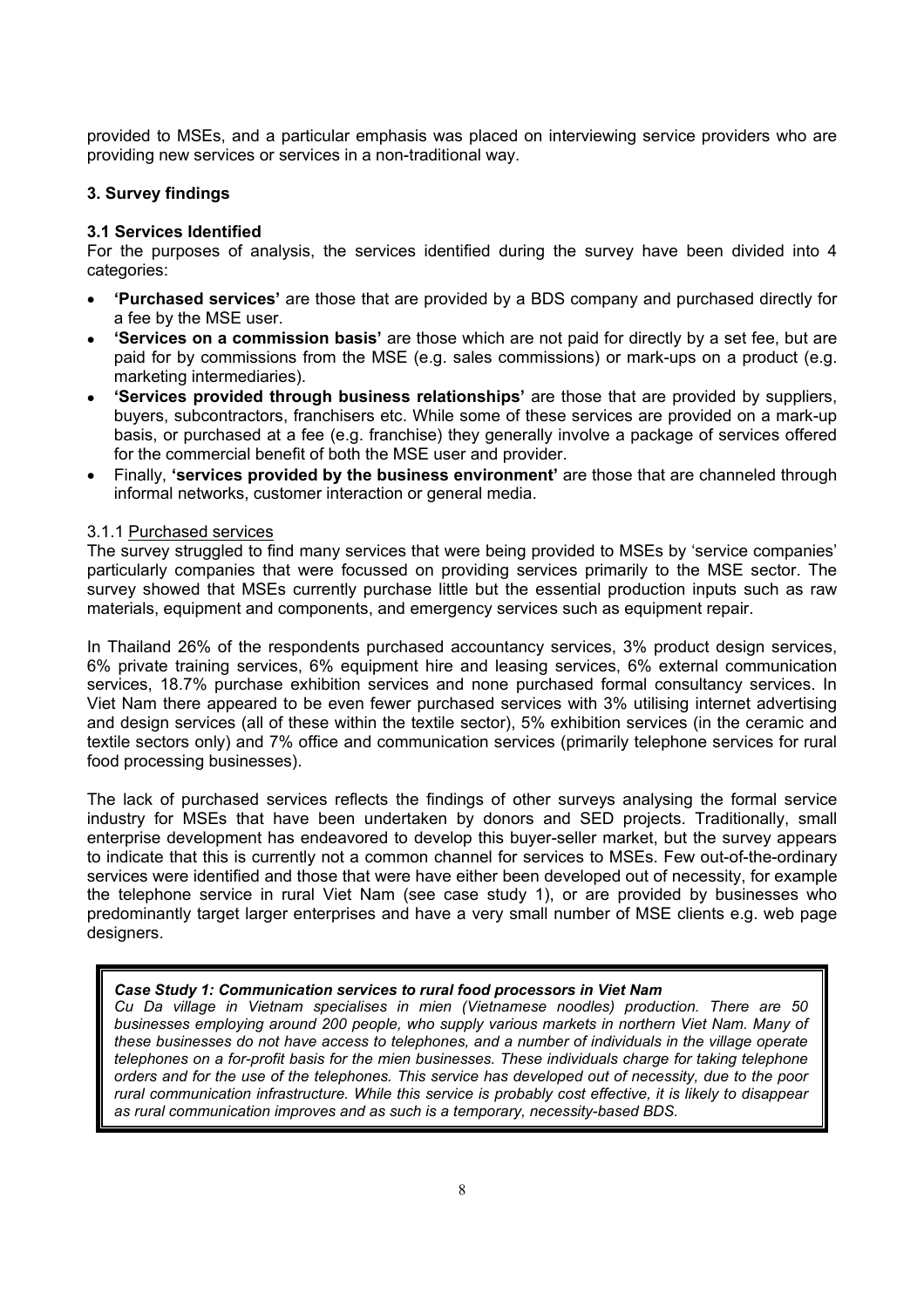provided to MSEs, and a particular emphasis was placed on interviewing service providers who are providing new services or services in a non-traditional way.

## 3. Survey findings

### 3.1 Services Identified

For the purposes of analysis, the services identified during the survey have been divided into 4 categories:

- **'Purchased services'** are those that are provided by a BDS company and purchased directly for a fee by the MSE user.
- **'Services on a commission basis'** are those which are not paid for directly by a set fee, but are paid for by commissions from the MSE (e.g. sales commissions) or mark-ups on a product (e.g. marketing intermediaries).
- **'Services provided through business relationships'** are those that are provided by suppliers, buyers, subcontractors, franchisers etc. While some of these services are provided on a mark-up basis, or purchased at a fee (e.g. franchise) they generally involve a package of services offered for the commercial benefit of both the MSE user and provider.
- Finally, **'services provided by the business environment'** are those that are channeled through informal networks, customer interaction or general media.

#### 3.1.1 Purchased services

The survey struggled to find many services that were being provided to MSEs by 'service companies' particularly companies that were focussed on providing services primarily to the MSE sector. The survey showed that MSEs currently purchase little but the essential production inputs such as raw materials, equipment and components, and emergency services such as equipment repair.

In Thailand 26% of the respondents purchased accountancy services, 3% product design services, 6% private training services, 6% equipment hire and leasing services, 6% external communication services, 18.7% purchase exhibition services and none purchased formal consultancy services. In Viet Nam there appeared to be even fewer purchased services with 3% utilising internet advertising and design services (all of these within the textile sector), 5% exhibition services (in the ceramic and textile sectors only) and 7% office and communication services (primarily telephone services for rural food processing businesses).

The lack of purchased services reflects the findings of other surveys analysing the formal service industry for MSEs that have been undertaken by donors and SED projects. Traditionally, small enterprise development has endeavored to develop this buyer-seller market, but the survey appears to indicate that this is currently not a common channel for services to MSEs. Few out-of-the-ordinary services were identified and those that were have either been developed out of necessity, for example the telephone service in rural Viet Nam (see case study 1), or are provided by businesses who predominantly target larger enterprises and have a very small number of MSE clients e.g. web page designers.

> ***Case Study 1: Communication services to rural food processors in Viet Nam***
>
> *Cu Da village in Vietnam specialises in mien (Vietnamese noodles) production. There are 50 businesses employing around 200 people, who supply various markets in northern Viet Nam. Many of these businesses do not have access to telephones, and a number of individuals in the village operate telephones on a for-profit basis for the mien businesses. These individuals charge for taking telephone orders and for the use of the telephones. This service has developed out of necessity, due to the poor rural communication infrastructure. While this service is probably cost effective, it is likely to disappear as rural communication improves and as such is a temporary, necessity-based BDS.*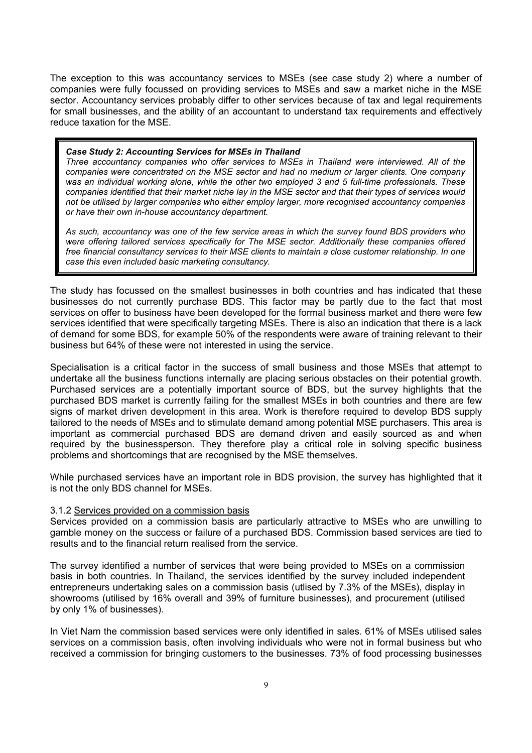The exception to this was accountancy services to MSEs (see case study 2) where a number of companies were fully focussed on providing services to MSEs and saw a market niche in the MSE sector. Accountancy services probably differ to other services because of tax and legal requirements for small businesses, and the ability of an accountant to understand tax requirements and effectively reduce taxation for the MSE.

> ***Case Study 2: Accounting Services for MSEs in Thailand***
>
> *Three accountancy companies who offer services to MSEs in Thailand were interviewed. All of the companies were concentrated on the MSE sector and had no medium or larger clients. One company was an individual working alone, while the other two employed 3 and 5 full-time professionals. These companies identified that their market niche lay in the MSE sector and that their types of services would not be utilised by larger companies who either employ larger, more recognised accountancy companies or have their own in-house accountancy department.*
>
> *As such, accountancy was one of the few service areas in which the survey found BDS providers who were offering tailored services specifically for The MSE sector. Additionally these companies offered free financial consultancy services to their MSE clients to maintain a close customer relationship. In one case this even included basic marketing consultancy.*

The study has focussed on the smallest businesses in both countries and has indicated that these businesses do not currently purchase BDS. This factor may be partly due to the fact that most services on offer to business have been developed for the formal business market and there were few services identified that were specifically targeting MSEs. There is also an indication that there is a lack of demand for some BDS, for example 50% of the respondents were aware of training relevant to their business but 64% of these were not interested in using the service.

Specialisation is a critical factor in the success of small business and those MSEs that attempt to undertake all the business functions internally are placing serious obstacles on their potential growth. Purchased services are a potentially important source of BDS, but the survey highlights that the purchased BDS market is currently failing for the smallest MSEs in both countries and there are few signs of market driven development in this area. Work is therefore required to develop BDS supply tailored to the needs of MSEs and to stimulate demand among potential MSE purchasers. This area is important as commercial purchased BDS are demand driven and easily sourced as and when required by the businessperson. They therefore play a critical role in solving specific business problems and shortcomings that are recognised by the MSE themselves.

While purchased services have an important role in BDS provision, the survey has highlighted that it is not the only BDS channel for MSEs.

#### 3.1.2 Services provided on a commission basis

Services provided on a commission basis are particularly attractive to MSEs who are unwilling to gamble money on the success or failure of a purchased BDS. Commission based services are tied to results and to the financial return realised from the service.

The survey identified a number of services that were being provided to MSEs on a commission basis in both countries. In Thailand, the services identified by the survey included independent entrepreneurs undertaking sales on a commission basis (utlised by 7.3% of the MSEs), display in showrooms (utilised by 16% overall and 39% of furniture businesses), and procurement (utilised by only 1% of businesses).

In Viet Nam the commission based services were only identified in sales. 61% of MSEs utilised sales services on a commission basis, often involving individuals who were not in formal business but who received a commission for bringing customers to the businesses. 73% of food processing businesses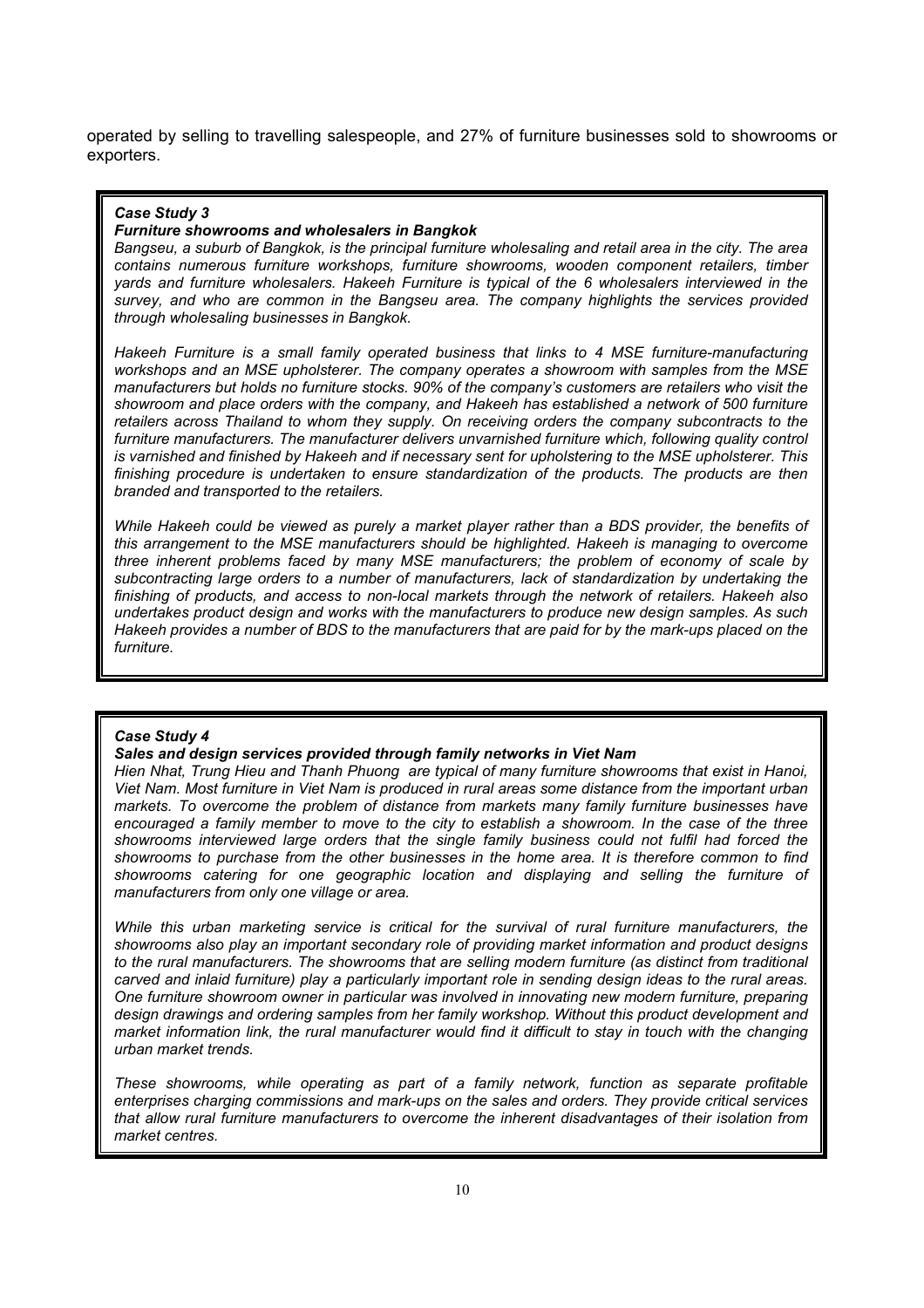operated by selling to travelling salespeople, and 27% of furniture businesses sold to showrooms or exporters.

> ***Case Study 3***
>
> ***Furniture showrooms and wholesalers in Bangkok***
>
> *Bangseu, a suburb of Bangkok, is the principal furniture wholesaling and retail area in the city. The area contains numerous furniture workshops, furniture showrooms, wooden component retailers, timber yards and furniture wholesalers. Hakeeh Furniture is typical of the 6 wholesalers interviewed in the survey, and who are common in the Bangseu area. The company highlights the services provided through wholesaling businesses in Bangkok.*
>
> *Hakeeh Furniture is a small family operated business that links to 4 MSE furniture-manufacturing workshops and an MSE upholsterer. The company operates a showroom with samples from the MSE manufacturers but holds no furniture stocks. 90% of the company's customers are retailers who visit the showroom and place orders with the company, and Hakeeh has established a network of 500 furniture retailers across Thailand to whom they supply. On receiving orders the company subcontracts to the furniture manufacturers. The manufacturer delivers unvarnished furniture which, following quality control is varnished and finished by Hakeeh and if necessary sent for upholstering to the MSE upholsterer. This finishing procedure is undertaken to ensure standardization of the products. The products are then branded and transported to the retailers.*
>
> *While Hakeeh could be viewed as purely a market player rather than a BDS provider, the benefits of this arrangement to the MSE manufacturers should be highlighted. Hakeeh is managing to overcome three inherent problems faced by many MSE manufacturers; the problem of economy of scale by subcontracting large orders to a number of manufacturers, lack of standardization by undertaking the finishing of products, and access to non-local markets through the network of retailers. Hakeeh also undertakes product design and works with the manufacturers to produce new design samples. As such Hakeeh provides a number of BDS to the manufacturers that are paid for by the mark-ups placed on the furniture.*

> ***Case Study 4***
>
> ***Sales and design services provided through family networks in Viet Nam***
>
> *Hien Nhat, Trung Hieu and Thanh Phuong are typical of many furniture showrooms that exist in Hanoi, Viet Nam. Most furniture in Viet Nam is produced in rural areas some distance from the important urban markets. To overcome the problem of distance from markets many family furniture businesses have encouraged a family member to move to the city to establish a showroom. In the case of the three showrooms interviewed large orders that the single family business could not fulfil had forced the showrooms to purchase from the other businesses in the home area. It is therefore common to find showrooms catering for one geographic location and displaying and selling the furniture of manufacturers from only one village or area.*
>
> *While this urban marketing service is critical for the survival of rural furniture manufacturers, the showrooms also play an important secondary role of providing market information and product designs to the rural manufacturers. The showrooms that are selling modern furniture (as distinct from traditional carved and inlaid furniture) play a particularly important role in sending design ideas to the rural areas. One furniture showroom owner in particular was involved in innovating new modern furniture, preparing design drawings and ordering samples from her family workshop. Without this product development and market information link, the rural manufacturer would find it difficult to stay in touch with the changing urban market trends.*
>
> *These showrooms, while operating as part of a family network, function as separate profitable enterprises charging commissions and mark-ups on the sales and orders. They provide critical services that allow rural furniture manufacturers to overcome the inherent disadvantages of their isolation from market centres.*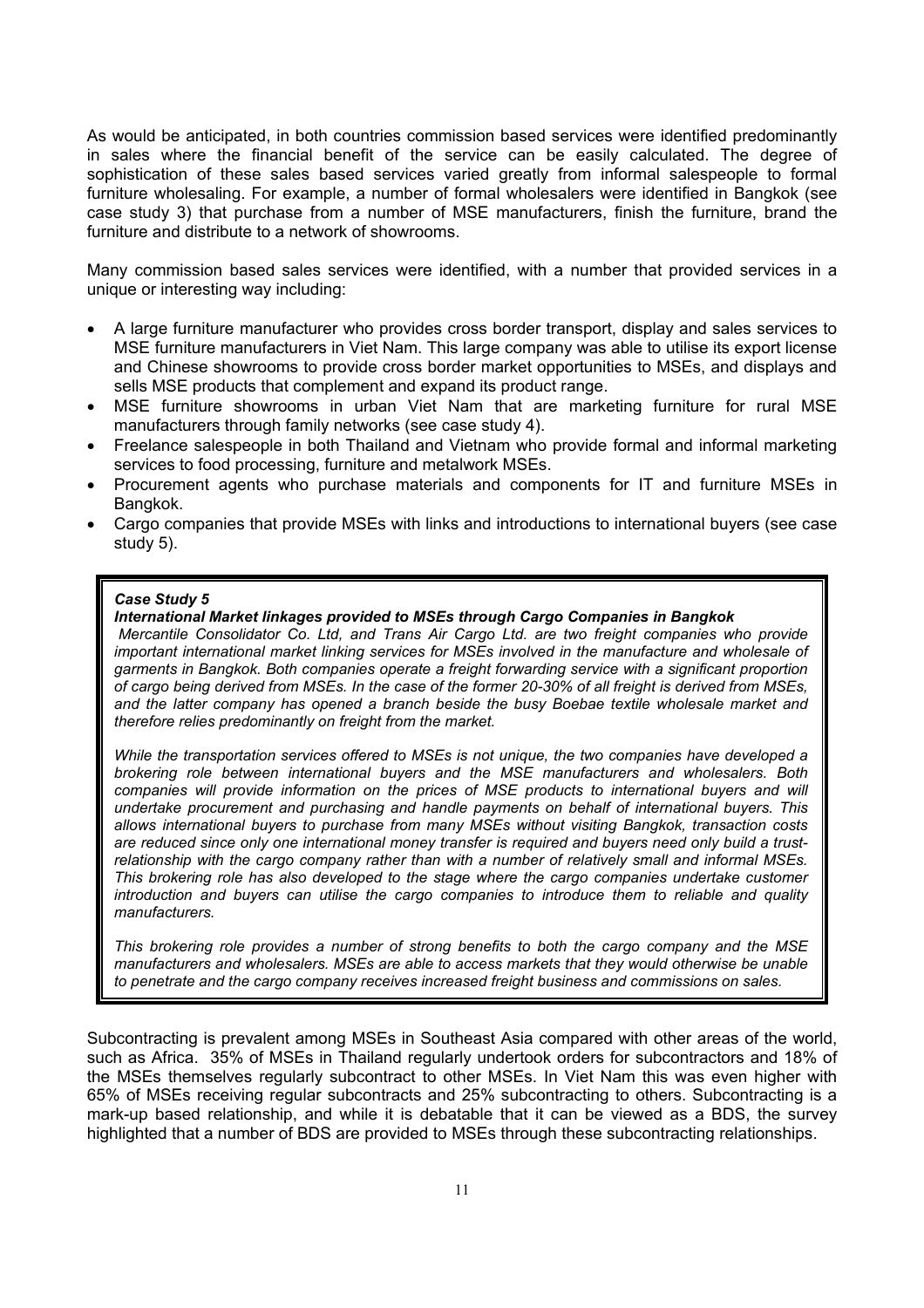As would be anticipated, in both countries commission based services were identified predominantly in sales where the financial benefit of the service can be easily calculated. The degree of sophistication of these sales based services varied greatly from informal salespeople to formal furniture wholesaling. For example, a number of formal wholesalers were identified in Bangkok (see case study 3) that purchase from a number of MSE manufacturers, finish the furniture, brand the furniture and distribute to a network of showrooms.

Many commission based sales services were identified, with a number that provided services in a unique or interesting way including:

- A large furniture manufacturer who provides cross border transport, display and sales services to MSE furniture manufacturers in Viet Nam. This large company was able to utilise its export license and Chinese showrooms to provide cross border market opportunities to MSEs, and displays and sells MSE products that complement and expand its product range.
- MSE furniture showrooms in urban Viet Nam that are marketing furniture for rural MSE manufacturers through family networks (see case study 4).
- Freelance salespeople in both Thailand and Vietnam who provide formal and informal marketing services to food processing, furniture and metalwork MSEs.
- Procurement agents who purchase materials and components for IT and furniture MSEs in Bangkok.
- Cargo companies that provide MSEs with links and introductions to international buyers (see case study 5).

> ***Case Study 5***
>
> ***International Market linkages provided to MSEs through Cargo Companies in Bangkok***
>
> *Mercantile Consolidator Co. Ltd, and Trans Air Cargo Ltd. are two freight companies who provide important international market linking services for MSEs involved in the manufacture and wholesale of garments in Bangkok. Both companies operate a freight forwarding service with a significant proportion of cargo being derived from MSEs. In the case of the former 20-30% of all freight is derived from MSEs, and the latter company has opened a branch beside the busy Boebae textile wholesale market and therefore relies predominantly on freight from the market.*
>
> *While the transportation services offered to MSEs is not unique, the two companies have developed a brokering role between international buyers and the MSE manufacturers and wholesalers. Both companies will provide information on the prices of MSE products to international buyers and will undertake procurement and purchasing and handle payments on behalf of international buyers. This allows international buyers to purchase from many MSEs without visiting Bangkok, transaction costs are reduced since only one international money transfer is required and buyers need only build a trust-relationship with the cargo company rather than with a number of relatively small and informal MSEs. This brokering role has also developed to the stage where the cargo companies undertake customer introduction and buyers can utilise the cargo companies to introduce them to reliable and quality manufacturers.*
>
> *This brokering role provides a number of strong benefits to both the cargo company and the MSE manufacturers and wholesalers. MSEs are able to access markets that they would otherwise be unable to penetrate and the cargo company receives increased freight business and commissions on sales.*

Subcontracting is prevalent among MSEs in Southeast Asia compared with other areas of the world, such as Africa. 35% of MSEs in Thailand regularly undertook orders for subcontractors and 18% of the MSEs themselves regularly subcontract to other MSEs. In Viet Nam this was even higher with 65% of MSEs receiving regular subcontracts and 25% subcontracting to others. Subcontracting is a mark-up based relationship, and while it is debatable that it can be viewed as a BDS, the survey highlighted that a number of BDS are provided to MSEs through these subcontracting relationships.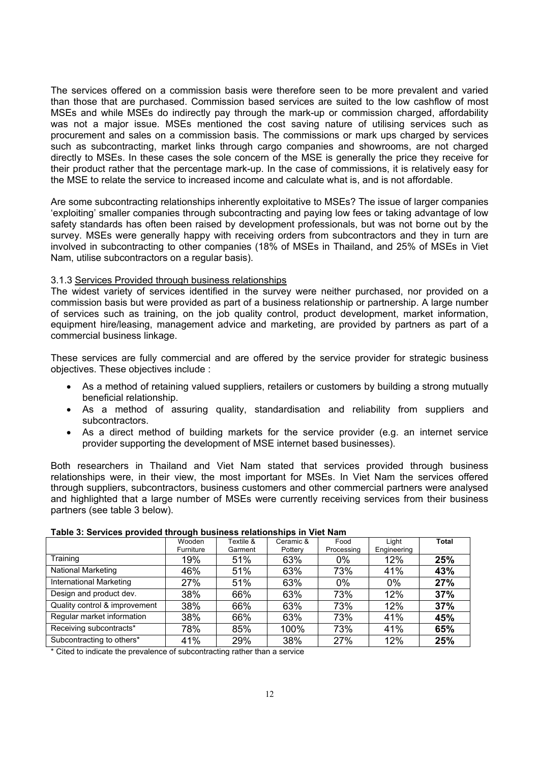The services offered on a commission basis were therefore seen to be more prevalent and varied than those that are purchased. Commission based services are suited to the low cashflow of most MSEs and while MSEs do indirectly pay through the mark-up or commission charged, affordability was not a major issue. MSEs mentioned the cost saving nature of utilising services such as procurement and sales on a commission basis. The commissions or mark ups charged by services such as subcontracting, market links through cargo companies and showrooms, are not charged directly to MSEs. In these cases the sole concern of the MSE is generally the price they receive for their product rather that the percentage mark-up. In the case of commissions, it is relatively easy for the MSE to relate the service to increased income and calculate what is, and is not affordable.

Are some subcontracting relationships inherently exploitative to MSEs? The issue of larger companies 'exploiting' smaller companies through subcontracting and paying low fees or taking advantage of low safety standards has often been raised by development professionals, but was not borne out by the survey. MSEs were generally happy with receiving orders from subcontractors and they in turn are involved in subcontracting to other companies (18% of MSEs in Thailand, and 25% of MSEs in Viet Nam, utilise subcontractors on a regular basis).

### 3.1.3 Services Provided through business relationships

The widest variety of services identified in the survey were neither purchased, nor provided on a commission basis but were provided as part of a business relationship or partnership. A large number of services such as training, on the job quality control, product development, market information, equipment hire/leasing, management advice and marketing, are provided by partners as part of a commercial business linkage.

These services are fully commercial and are offered by the service provider for strategic business objectives. These objectives include :

- As a method of retaining valued suppliers, retailers or customers by building a strong mutually beneficial relationship.
- As a method of assuring quality, standardisation and reliability from suppliers and subcontractors.
- As a direct method of building markets for the service provider (e.g. an internet service provider supporting the development of MSE internet based businesses).

Both researchers in Thailand and Viet Nam stated that services provided through business relationships were, in their view, the most important for MSEs. In Viet Nam the services offered through suppliers, subcontractors, business customers and other commercial partners were analysed and highlighted that a large number of MSEs were currently receiving services from their business partners (see table 3 below).

**Table 3: Services provided through business relationships in Viet Nam**

| | Wooden Furniture | Textile & Garment | Ceramic & Pottery | Food Processing | Light Engineering | Total |
|---|---|---|---|---|---|---|
| Training | 19% | 51% | 63% | 0% | 12% | **25%** |
| National Marketing | 46% | 51% | 63% | 73% | 41% | **43%** |
| International Marketing | 27% | 51% | 63% | 0% | 0% | **27%** |
| Design and product dev. | 38% | 66% | 63% | 73% | 12% | **37%** |
| Quality control & improvement | 38% | 66% | 63% | 73% | 12% | **37%** |
| Regular market information | 38% | 66% | 63% | 73% | 41% | **45%** |
| Receiving subcontracts* | 78% | 85% | 100% | 73% | 41% | **65%** |
| Subcontracting to others* | 41% | 29% | 38% | 27% | 12% | **25%** |

* Cited to indicate the prevalence of subcontracting rather than a service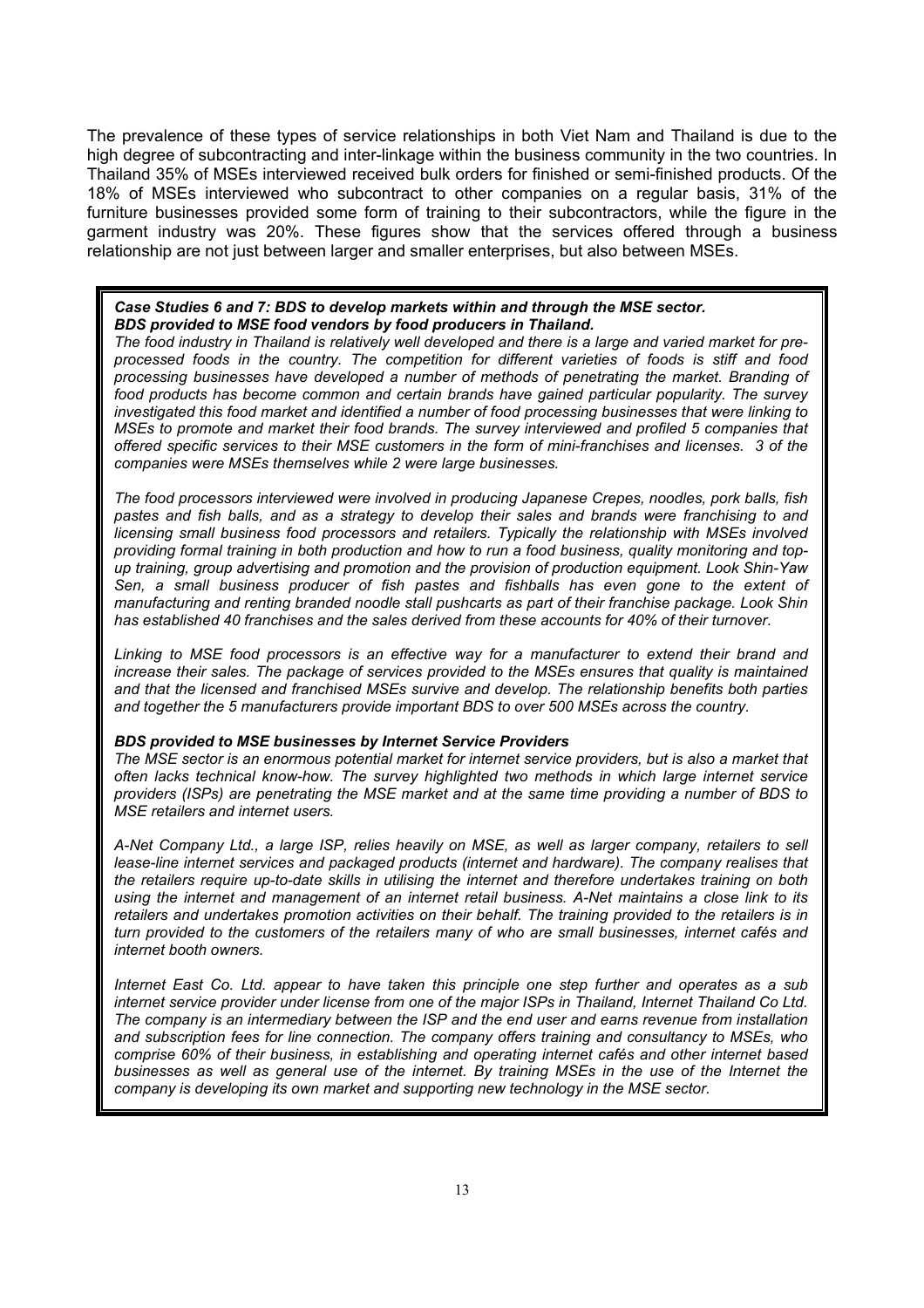The prevalence of these types of service relationships in both Viet Nam and Thailand is due to the high degree of subcontracting and inter-linkage within the business community in the two countries. In Thailand 35% of MSEs interviewed received bulk orders for finished or semi-finished products. Of the 18% of MSEs interviewed who subcontract to other companies on a regular basis, 31% of the furniture businesses provided some form of training to their subcontractors, while the figure in the garment industry was 20%. These figures show that the services offered through a business relationship are not just between larger and smaller enterprises, but also between MSEs.

***Case Studies 6 and 7: BDS to develop markets within and through the MSE sector.***
***BDS provided to MSE food vendors by food producers in Thailand.***

*The food industry in Thailand is relatively well developed and there is a large and varied market for pre-processed foods in the country. The competition for different varieties of foods is stiff and food processing businesses have developed a number of methods of penetrating the market. Branding of food products has become common and certain brands have gained particular popularity. The survey investigated this food market and identified a number of food processing businesses that were linking to MSEs to promote and market their food brands. The survey interviewed and profiled 5 companies that offered specific services to their MSE customers in the form of mini-franchises and licenses. 3 of the companies were MSEs themselves while 2 were large businesses.*

*The food processors interviewed were involved in producing Japanese Crepes, noodles, pork balls, fish pastes and fish balls, and as a strategy to develop their sales and brands were franchising to and licensing small business food processors and retailers. Typically the relationship with MSEs involved providing formal training in both production and how to run a food business, quality monitoring and top-up training, group advertising and promotion and the provision of production equipment. Look Shin-Yaw Sen, a small business producer of fish pastes and fishballs has even gone to the extent of manufacturing and renting branded noodle stall pushcarts as part of their franchise package. Look Shin has established 40 franchises and the sales derived from these accounts for 40% of their turnover.*

*Linking to MSE food processors is an effective way for a manufacturer to extend their brand and increase their sales. The package of services provided to the MSEs ensures that quality is maintained and that the licensed and franchised MSEs survive and develop. The relationship benefits both parties and together the 5 manufacturers provide important BDS to over 500 MSEs across the country.*

***BDS provided to MSE businesses by Internet Service Providers***

*The MSE sector is an enormous potential market for internet service providers, but is also a market that often lacks technical know-how. The survey highlighted two methods in which large internet service providers (ISPs) are penetrating the MSE market and at the same time providing a number of BDS to MSE retailers and internet users.*

*A-Net Company Ltd., a large ISP, relies heavily on MSE, as well as larger company, retailers to sell lease-line internet services and packaged products (internet and hardware). The company realises that the retailers require up-to-date skills in utilising the internet and therefore undertakes training on both using the internet and management of an internet retail business. A-Net maintains a close link to its retailers and undertakes promotion activities on their behalf. The training provided to the retailers is in turn provided to the customers of the retailers many of who are small businesses, internet cafés and internet booth owners.*

*Internet East Co. Ltd. appear to have taken this principle one step further and operates as a sub internet service provider under license from one of the major ISPs in Thailand, Internet Thailand Co Ltd. The company is an intermediary between the ISP and the end user and earns revenue from installation and subscription fees for line connection. The company offers training and consultancy to MSEs, who comprise 60% of their business, in establishing and operating internet cafés and other internet based businesses as well as general use of the internet. By training MSEs in the use of the Internet the company is developing its own market and supporting new technology in the MSE sector.*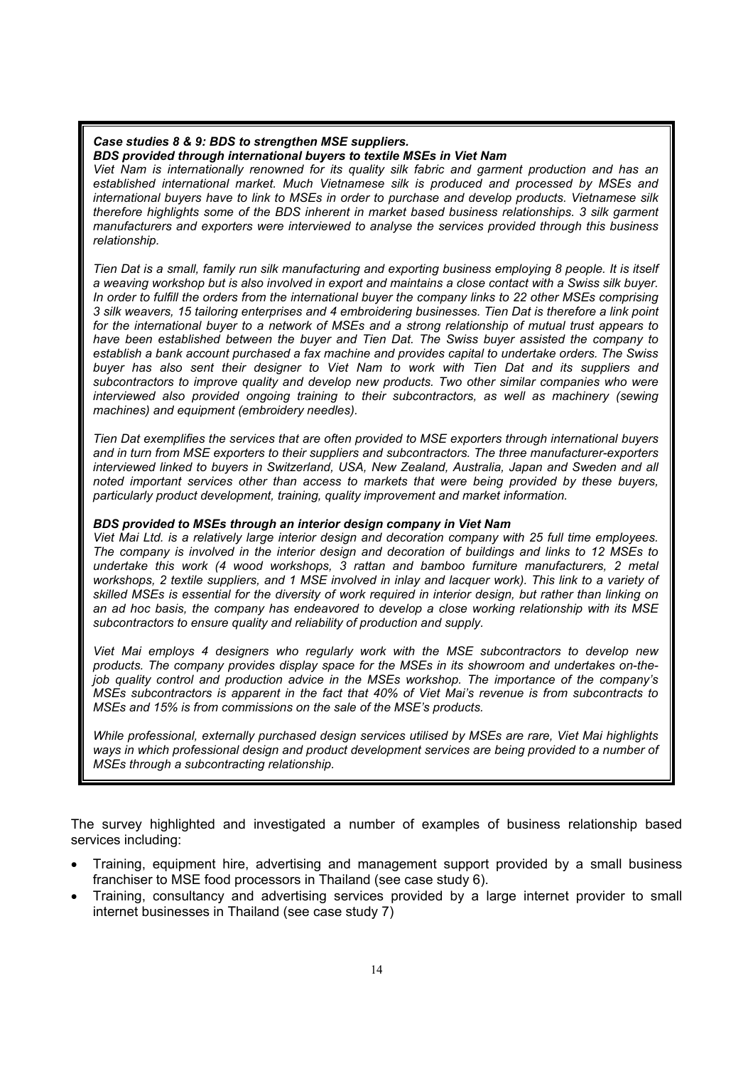***Case studies 8 & 9: BDS to strengthen MSE suppliers.***
***BDS provided through international buyers to textile MSEs in Viet Nam***

*Viet Nam is internationally renowned for its quality silk fabric and garment production and has an established international market. Much Vietnamese silk is produced and processed by MSEs and international buyers have to link to MSEs in order to purchase and develop products. Vietnamese silk therefore highlights some of the BDS inherent in market based business relationships. 3 silk garment manufacturers and exporters were interviewed to analyse the services provided through this business relationship.*

*Tien Dat is a small, family run silk manufacturing and exporting business employing 8 people. It is itself a weaving workshop but is also involved in export and maintains a close contact with a Swiss silk buyer. In order to fulfill the orders from the international buyer the company links to 22 other MSEs comprising 3 silk weavers, 15 tailoring enterprises and 4 embroidering businesses. Tien Dat is therefore a link point for the international buyer to a network of MSEs and a strong relationship of mutual trust appears to have been established between the buyer and Tien Dat. The Swiss buyer assisted the company to establish a bank account purchased a fax machine and provides capital to undertake orders. The Swiss buyer has also sent their designer to Viet Nam to work with Tien Dat and its suppliers and subcontractors to improve quality and develop new products. Two other similar companies who were interviewed also provided ongoing training to their subcontractors, as well as machinery (sewing machines) and equipment (embroidery needles).*

*Tien Dat exemplifies the services that are often provided to MSE exporters through international buyers and in turn from MSE exporters to their suppliers and subcontractors. The three manufacturer-exporters interviewed linked to buyers in Switzerland, USA, New Zealand, Australia, Japan and Sweden and all noted important services other than access to markets that were being provided by these buyers, particularly product development, training, quality improvement and market information.*

***BDS provided to MSEs through an interior design company in Viet Nam***

*Viet Mai Ltd. is a relatively large interior design and decoration company with 25 full time employees. The company is involved in the interior design and decoration of buildings and links to 12 MSEs to undertake this work (4 wood workshops, 3 rattan and bamboo furniture manufacturers, 2 metal workshops, 2 textile suppliers, and 1 MSE involved in inlay and lacquer work). This link to a variety of skilled MSEs is essential for the diversity of work required in interior design, but rather than linking on an ad hoc basis, the company has endeavored to develop a close working relationship with its MSE subcontractors to ensure quality and reliability of production and supply.*

*Viet Mai employs 4 designers who regularly work with the MSE subcontractors to develop new products. The company provides display space for the MSEs in its showroom and undertakes on-the-job quality control and production advice in the MSEs workshop. The importance of the company's MSEs subcontractors is apparent in the fact that 40% of Viet Mai's revenue is from subcontracts to MSEs and 15% is from commissions on the sale of the MSE's products.*

*While professional, externally purchased design services utilised by MSEs are rare, Viet Mai highlights ways in which professional design and product development services are being provided to a number of MSEs through a subcontracting relationship.*

The survey highlighted and investigated a number of examples of business relationship based services including:

- Training, equipment hire, advertising and management support provided by a small business franchiser to MSE food processors in Thailand (see case study 6).
- Training, consultancy and advertising services provided by a large internet provider to small internet businesses in Thailand (see case study 7)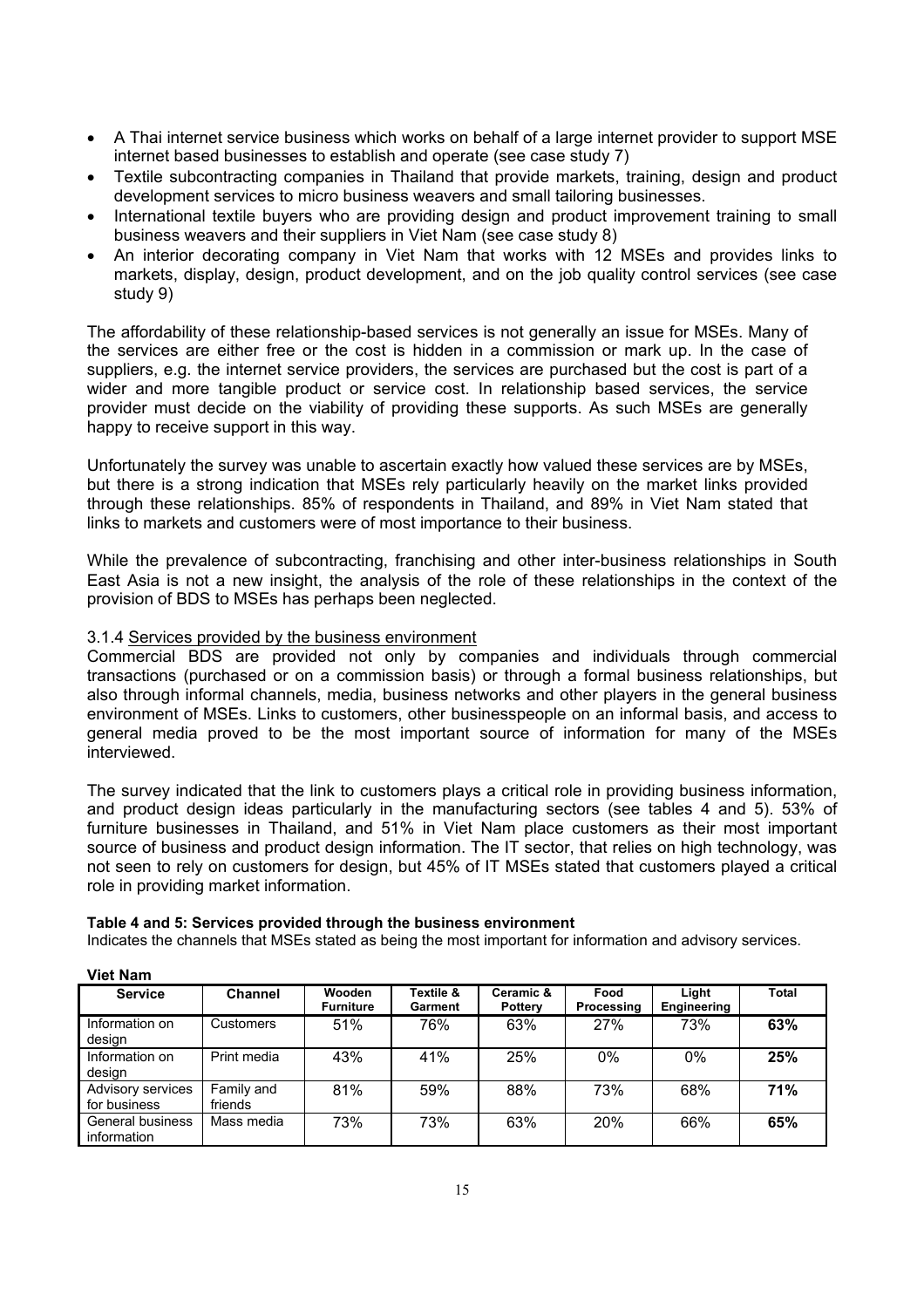- A Thai internet service business which works on behalf of a large internet provider to support MSE internet based businesses to establish and operate (see case study 7)
- Textile subcontracting companies in Thailand that provide markets, training, design and product development services to micro business weavers and small tailoring businesses.
- International textile buyers who are providing design and product improvement training to small business weavers and their suppliers in Viet Nam (see case study 8)
- An interior decorating company in Viet Nam that works with 12 MSEs and provides links to markets, display, design, product development, and on the job quality control services (see case study 9)

The affordability of these relationship-based services is not generally an issue for MSEs. Many of the services are either free or the cost is hidden in a commission or mark up. In the case of suppliers, e.g. the internet service providers, the services are purchased but the cost is part of a wider and more tangible product or service cost. In relationship based services, the service provider must decide on the viability of providing these supports. As such MSEs are generally happy to receive support in this way.

Unfortunately the survey was unable to ascertain exactly how valued these services are by MSEs, but there is a strong indication that MSEs rely particularly heavily on the market links provided through these relationships. 85% of respondents in Thailand, and 89% in Viet Nam stated that links to markets and customers were of most importance to their business.

While the prevalence of subcontracting, franchising and other inter-business relationships in South East Asia is not a new insight, the analysis of the role of these relationships in the context of the provision of BDS to MSEs has perhaps been neglected.

3.1.4 Services provided by the business environment

Commercial BDS are provided not only by companies and individuals through commercial transactions (purchased or on a commission basis) or through a formal business relationships, but also through informal channels, media, business networks and other players in the general business environment of MSEs. Links to customers, other businesspeople on an informal basis, and access to general media proved to be the most important source of information for many of the MSEs interviewed.

The survey indicated that the link to customers plays a critical role in providing business information, and product design ideas particularly in the manufacturing sectors (see tables 4 and 5). 53% of furniture businesses in Thailand, and 51% in Viet Nam place customers as their most important source of business and product design information. The IT sector, that relies on high technology, was not seen to rely on customers for design, but 45% of IT MSEs stated that customers played a critical role in providing market information.

**Table 4 and 5: Services provided through the business environment**

Indicates the channels that MSEs stated as being the most important for information and advisory services.

**Viet Nam**

| Service | Channel | Wooden Furniture | Textile & Garment | Ceramic & Pottery | Food Processing | Light Engineering | Total |
|---|---|---|---|---|---|---|---|
| Information on design | Customers | 51% | 76% | 63% | 27% | 73% | **63%** |
| Information on design | Print media | 43% | 41% | 25% | 0% | 0% | **25%** |
| Advisory services for business | Family and friends | 81% | 59% | 88% | 73% | 68% | **71%** |
| General business information | Mass media | 73% | 73% | 63% | 20% | 66% | **65%** |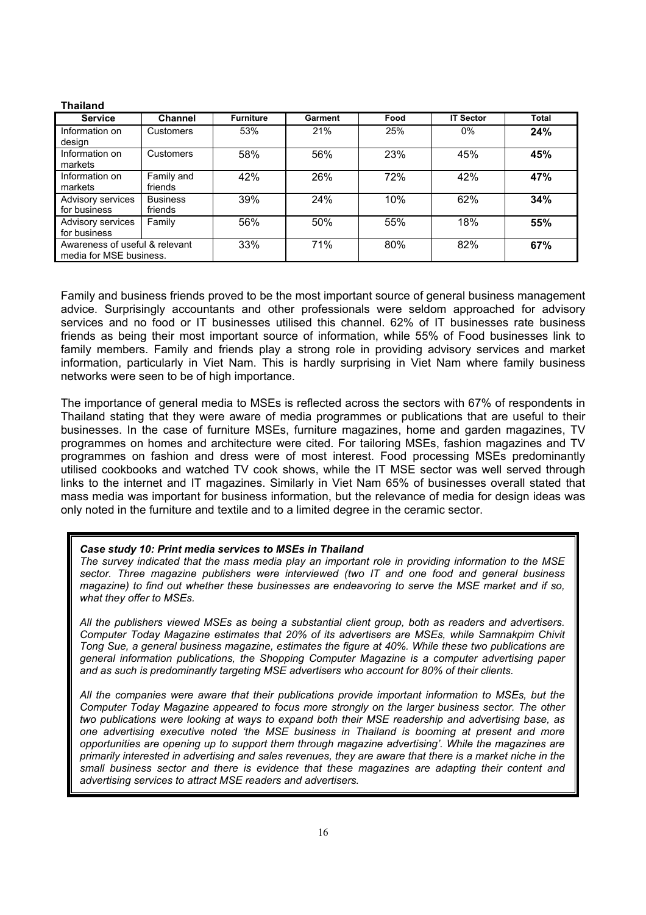**Thailand**

| Service | Channel | Furniture | Garment | Food | IT Sector | Total |
|---|---|---|---|---|---|---|
| Information on design | Customers | 53% | 21% | 25% | 0% | **24%** |
| Information on markets | Customers | 58% | 56% | 23% | 45% | **45%** |
| Information on markets | Family and friends | 42% | 26% | 72% | 42% | **47%** |
| Advisory services for business | Business friends | 39% | 24% | 10% | 62% | **34%** |
| Advisory services for business | Family | 56% | 50% | 55% | 18% | **55%** |
| Awareness of useful & relevant media for MSE business. | | 33% | 71% | 80% | 82% | **67%** |

Family and business friends proved to be the most important source of general business management advice. Surprisingly accountants and other professionals were seldom approached for advisory services and no food or IT businesses utilised this channel. 62% of IT businesses rate business friends as being their most important source of information, while 55% of Food businesses link to family members. Family and friends play a strong role in providing advisory services and market information, particularly in Viet Nam. This is hardly surprising in Viet Nam where family business networks were seen to be of high importance.

The importance of general media to MSEs is reflected across the sectors with 67% of respondents in Thailand stating that they were aware of media programmes or publications that are useful to their businesses. In the case of furniture MSEs, furniture magazines, home and garden magazines, TV programmes on homes and architecture were cited. For tailoring MSEs, fashion magazines and TV programmes on fashion and dress were of most interest. Food processing MSEs predominantly utilised cookbooks and watched TV cook shows, while the IT MSE sector was well served through links to the internet and IT magazines. Similarly in Viet Nam 65% of businesses overall stated that mass media was important for business information, but the relevance of media for design ideas was only noted in the furniture and textile and to a limited degree in the ceramic sector.

***Case study 10: Print media services to MSEs in Thailand***

*The survey indicated that the mass media play an important role in providing information to the MSE sector. Three magazine publishers were interviewed (two IT and one food and general business magazine) to find out whether these businesses are endeavoring to serve the MSE market and if so, what they offer to MSEs.*

*All the publishers viewed MSEs as being a substantial client group, both as readers and advertisers. Computer Today Magazine estimates that 20% of its advertisers are MSEs, while Samnakpim Chivit Tong Sue, a general business magazine, estimates the figure at 40%. While these two publications are general information publications, the Shopping Computer Magazine is a computer advertising paper and as such is predominantly targeting MSE advertisers who account for 80% of their clients.*

*All the companies were aware that their publications provide important information to MSEs, but the Computer Today Magazine appeared to focus more strongly on the larger business sector. The other two publications were looking at ways to expand both their MSE readership and advertising base, as one advertising executive noted 'the MSE business in Thailand is booming at present and more opportunities are opening up to support them through magazine advertising'. While the magazines are primarily interested in advertising and sales revenues, they are aware that there is a market niche in the small business sector and there is evidence that these magazines are adapting their content and advertising services to attract MSE readers and advertisers.*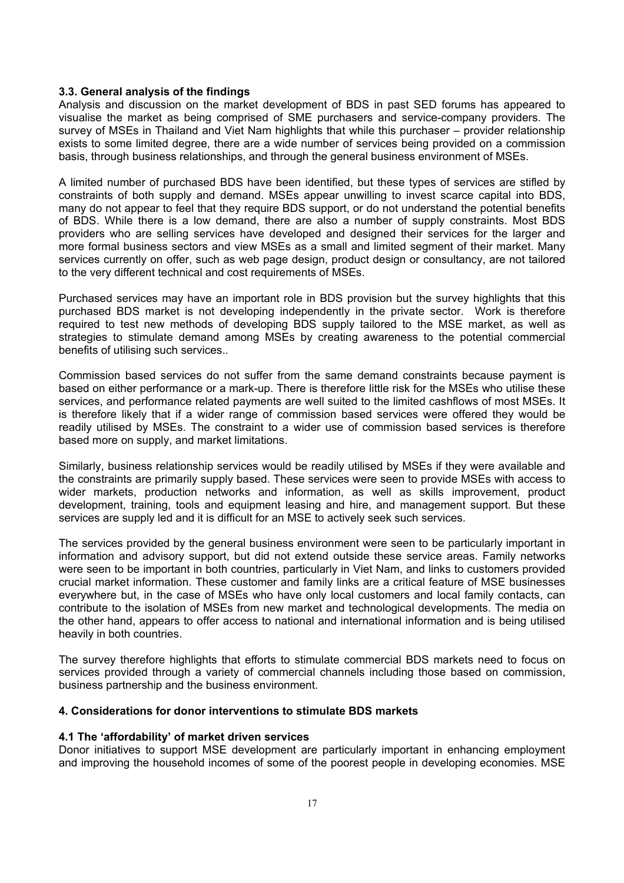### 3.3. General analysis of the findings

Analysis and discussion on the market development of BDS in past SED forums has appeared to visualise the market as being comprised of SME purchasers and service-company providers. The survey of MSEs in Thailand and Viet Nam highlights that while this purchaser – provider relationship exists to some limited degree, there are a wide number of services being provided on a commission basis, through business relationships, and through the general business environment of MSEs.

A limited number of purchased BDS have been identified, but these types of services are stifled by constraints of both supply and demand. MSEs appear unwilling to invest scarce capital into BDS, many do not appear to feel that they require BDS support, or do not understand the potential benefits of BDS. While there is a low demand, there are also a number of supply constraints. Most BDS providers who are selling services have developed and designed their services for the larger and more formal business sectors and view MSEs as a small and limited segment of their market. Many services currently on offer, such as web page design, product design or consultancy, are not tailored to the very different technical and cost requirements of MSEs.

Purchased services may have an important role in BDS provision but the survey highlights that this purchased BDS market is not developing independently in the private sector. Work is therefore required to test new methods of developing BDS supply tailored to the MSE market, as well as strategies to stimulate demand among MSEs by creating awareness to the potential commercial benefits of utilising such services..

Commission based services do not suffer from the same demand constraints because payment is based on either performance or a mark-up. There is therefore little risk for the MSEs who utilise these services, and performance related payments are well suited to the limited cashflows of most MSEs. It is therefore likely that if a wider range of commission based services were offered they would be readily utilised by MSEs. The constraint to a wider use of commission based services is therefore based more on supply, and market limitations.

Similarly, business relationship services would be readily utilised by MSEs if they were available and the constraints are primarily supply based. These services were seen to provide MSEs with access to wider markets, production networks and information, as well as skills improvement, product development, training, tools and equipment leasing and hire, and management support. But these services are supply led and it is difficult for an MSE to actively seek such services.

The services provided by the general business environment were seen to be particularly important in information and advisory support, but did not extend outside these service areas. Family networks were seen to be important in both countries, particularly in Viet Nam, and links to customers provided crucial market information. These customer and family links are a critical feature of MSE businesses everywhere but, in the case of MSEs who have only local customers and local family contacts, can contribute to the isolation of MSEs from new market and technological developments. The media on the other hand, appears to offer access to national and international information and is being utilised heavily in both countries.

The survey therefore highlights that efforts to stimulate commercial BDS markets need to focus on services provided through a variety of commercial channels including those based on commission, business partnership and the business environment.

## 4. Considerations for donor interventions to stimulate BDS markets

### 4.1 The 'affordability' of market driven services

Donor initiatives to support MSE development are particularly important in enhancing employment and improving the household incomes of some of the poorest people in developing economies. MSE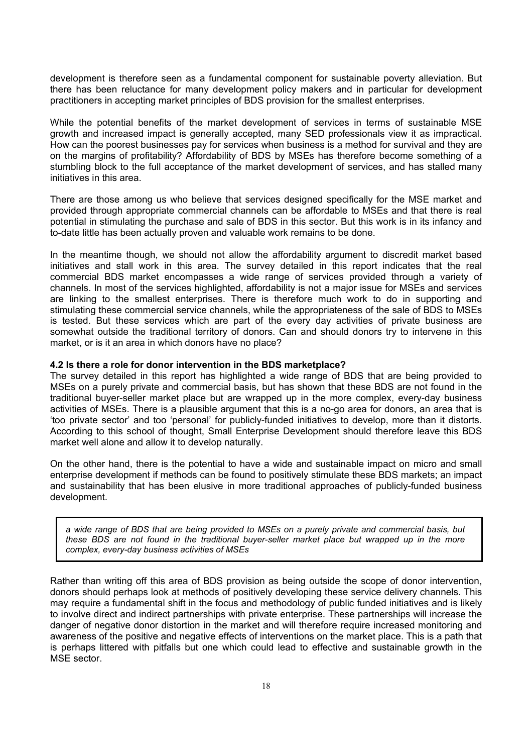development is therefore seen as a fundamental component for sustainable poverty alleviation. But there has been reluctance for many development policy makers and in particular for development practitioners in accepting market principles of BDS provision for the smallest enterprises.

While the potential benefits of the market development of services in terms of sustainable MSE growth and increased impact is generally accepted, many SED professionals view it as impractical. How can the poorest businesses pay for services when business is a method for survival and they are on the margins of profitability? Affordability of BDS by MSEs has therefore become something of a stumbling block to the full acceptance of the market development of services, and has stalled many initiatives in this area.

There are those among us who believe that services designed specifically for the MSE market and provided through appropriate commercial channels can be affordable to MSEs and that there is real potential in stimulating the purchase and sale of BDS in this sector. But this work is in its infancy and to-date little has been actually proven and valuable work remains to be done.

In the meantime though, we should not allow the affordability argument to discredit market based initiatives and stall work in this area. The survey detailed in this report indicates that the real commercial BDS market encompasses a wide range of services provided through a variety of channels. In most of the services highlighted, affordability is not a major issue for MSEs and services are linking to the smallest enterprises. There is therefore much work to do in supporting and stimulating these commercial service channels, while the appropriateness of the sale of BDS to MSEs is tested. But these services which are part of the every day activities of private business are somewhat outside the traditional territory of donors. Can and should donors try to intervene in this market, or is it an area in which donors have no place?

### 4.2 Is there a role for donor intervention in the BDS marketplace?

The survey detailed in this report has highlighted a wide range of BDS that are being provided to MSEs on a purely private and commercial basis, but has shown that these BDS are not found in the traditional buyer-seller market place but are wrapped up in the more complex, every-day business activities of MSEs. There is a plausible argument that this is a no-go area for donors, an area that is 'too private sector' and too 'personal' for publicly-funded initiatives to develop, more than it distorts. According to this school of thought, Small Enterprise Development should therefore leave this BDS market well alone and allow it to develop naturally.

On the other hand, there is the potential to have a wide and sustainable impact on micro and small enterprise development if methods can be found to positively stimulate these BDS markets; an impact and sustainability that has been elusive in more traditional approaches of publicly-funded business development.

> *a wide range of BDS that are being provided to MSEs on a purely private and commercial basis, but these BDS are not found in the traditional buyer-seller market place but wrapped up in the more complex, every-day business activities of MSEs*

Rather than writing off this area of BDS provision as being outside the scope of donor intervention, donors should perhaps look at methods of positively developing these service delivery channels. This may require a fundamental shift in the focus and methodology of public funded initiatives and is likely to involve direct and indirect partnerships with private enterprise. These partnerships will increase the danger of negative donor distortion in the market and will therefore require increased monitoring and awareness of the positive and negative effects of interventions on the market place. This is a path that is perhaps littered with pitfalls but one which could lead to effective and sustainable growth in the MSE sector.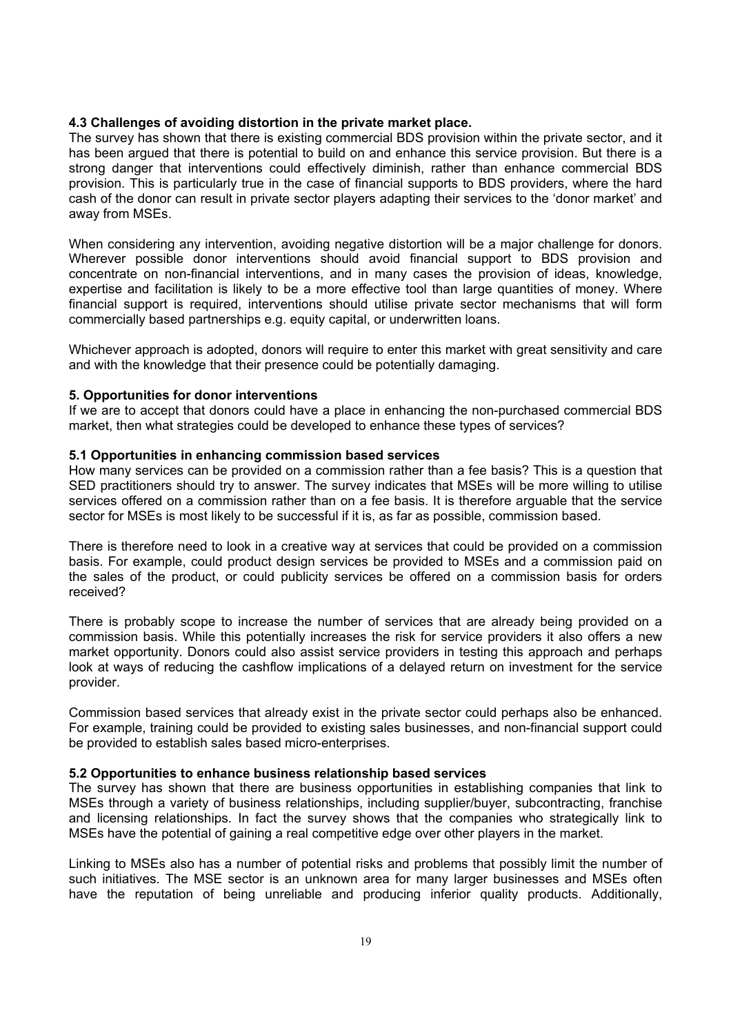### 4.3 Challenges of avoiding distortion in the private market place.

The survey has shown that there is existing commercial BDS provision within the private sector, and it has been argued that there is potential to build on and enhance this service provision. But there is a strong danger that interventions could effectively diminish, rather than enhance commercial BDS provision. This is particularly true in the case of financial supports to BDS providers, where the hard cash of the donor can result in private sector players adapting their services to the 'donor market' and away from MSEs.

When considering any intervention, avoiding negative distortion will be a major challenge for donors. Wherever possible donor interventions should avoid financial support to BDS provision and concentrate on non-financial interventions, and in many cases the provision of ideas, knowledge, expertise and facilitation is likely to be a more effective tool than large quantities of money. Where financial support is required, interventions should utilise private sector mechanisms that will form commercially based partnerships e.g. equity capital, or underwritten loans.

Whichever approach is adopted, donors will require to enter this market with great sensitivity and care and with the knowledge that their presence could be potentially damaging.

## 5. Opportunities for donor interventions

If we are to accept that donors could have a place in enhancing the non-purchased commercial BDS market, then what strategies could be developed to enhance these types of services?

### 5.1 Opportunities in enhancing commission based services

How many services can be provided on a commission rather than a fee basis? This is a question that SED practitioners should try to answer. The survey indicates that MSEs will be more willing to utilise services offered on a commission rather than on a fee basis. It is therefore arguable that the service sector for MSEs is most likely to be successful if it is, as far as possible, commission based.

There is therefore need to look in a creative way at services that could be provided on a commission basis. For example, could product design services be provided to MSEs and a commission paid on the sales of the product, or could publicity services be offered on a commission basis for orders received?

There is probably scope to increase the number of services that are already being provided on a commission basis. While this potentially increases the risk for service providers it also offers a new market opportunity. Donors could also assist service providers in testing this approach and perhaps look at ways of reducing the cashflow implications of a delayed return on investment for the service provider.

Commission based services that already exist in the private sector could perhaps also be enhanced. For example, training could be provided to existing sales businesses, and non-financial support could be provided to establish sales based micro-enterprises.

### 5.2 Opportunities to enhance business relationship based services

The survey has shown that there are business opportunities in establishing companies that link to MSEs through a variety of business relationships, including supplier/buyer, subcontracting, franchise and licensing relationships. In fact the survey shows that the companies who strategically link to MSEs have the potential of gaining a real competitive edge over other players in the market.

Linking to MSEs also has a number of potential risks and problems that possibly limit the number of such initiatives. The MSE sector is an unknown area for many larger businesses and MSEs often have the reputation of being unreliable and producing inferior quality products. Additionally,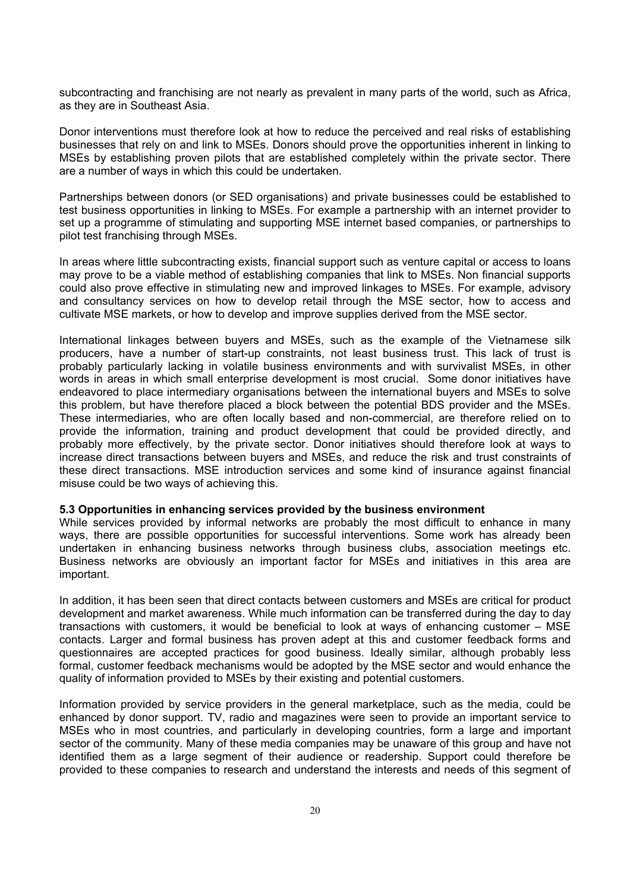subcontracting and franchising are not nearly as prevalent in many parts of the world, such as Africa, as they are in Southeast Asia.

Donor interventions must therefore look at how to reduce the perceived and real risks of establishing businesses that rely on and link to MSEs. Donors should prove the opportunities inherent in linking to MSEs by establishing proven pilots that are established completely within the private sector. There are a number of ways in which this could be undertaken.

Partnerships between donors (or SED organisations) and private businesses could be established to test business opportunities in linking to MSEs. For example a partnership with an internet provider to set up a programme of stimulating and supporting MSE internet based companies, or partnerships to pilot test franchising through MSEs.

In areas where little subcontracting exists, financial support such as venture capital or access to loans may prove to be a viable method of establishing companies that link to MSEs. Non financial supports could also prove effective in stimulating new and improved linkages to MSEs. For example, advisory and consultancy services on how to develop retail through the MSE sector, how to access and cultivate MSE markets, or how to develop and improve supplies derived from the MSE sector.

International linkages between buyers and MSEs, such as the example of the Vietnamese silk producers, have a number of start-up constraints, not least business trust. This lack of trust is probably particularly lacking in volatile business environments and with survivalist MSEs, in other words in areas in which small enterprise development is most crucial. Some donor initiatives have endeavored to place intermediary organisations between the international buyers and MSEs to solve this problem, but have therefore placed a block between the potential BDS provider and the MSEs. These intermediaries, who are often locally based and non-commercial, are therefore relied on to provide the information, training and product development that could be provided directly, and probably more effectively, by the private sector. Donor initiatives should therefore look at ways to increase direct transactions between buyers and MSEs, and reduce the risk and trust constraints of these direct transactions. MSE introduction services and some kind of insurance against financial misuse could be two ways of achieving this.

### 5.3 Opportunities in enhancing services provided by the business environment

While services provided by informal networks are probably the most difficult to enhance in many ways, there are possible opportunities for successful interventions. Some work has already been undertaken in enhancing business networks through business clubs, association meetings etc. Business networks are obviously an important factor for MSEs and initiatives in this area are important.

In addition, it has been seen that direct contacts between customers and MSEs are critical for product development and market awareness. While much information can be transferred during the day to day transactions with customers, it would be beneficial to look at ways of enhancing customer – MSE contacts. Larger and formal business has proven adept at this and customer feedback forms and questionnaires are accepted practices for good business. Ideally similar, although probably less formal, customer feedback mechanisms would be adopted by the MSE sector and would enhance the quality of information provided to MSEs by their existing and potential customers.

Information provided by service providers in the general marketplace, such as the media, could be enhanced by donor support. TV, radio and magazines were seen to provide an important service to MSEs who in most countries, and particularly in developing countries, form a large and important sector of the community. Many of these media companies may be unaware of this group and have not identified them as a large segment of their audience or readership. Support could therefore be provided to these companies to research and understand the interests and needs of this segment of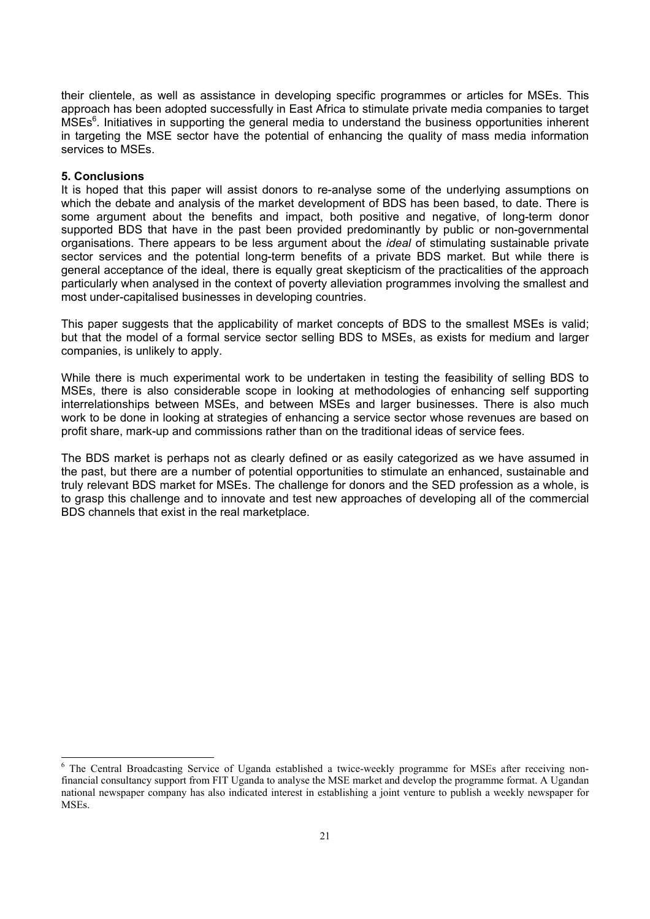their clientele, as well as assistance in developing specific programmes or articles for MSEs. This approach has been adopted successfully in East Africa to stimulate private media companies to target MSEs[6]. Initiatives in supporting the general media to understand the business opportunities inherent in targeting the MSE sector have the potential of enhancing the quality of mass media information services to MSEs.

## 5. Conclusions

It is hoped that this paper will assist donors to re-analyse some of the underlying assumptions on which the debate and analysis of the market development of BDS has been based, to date. There is some argument about the benefits and impact, both positive and negative, of long-term donor supported BDS that have in the past been provided predominantly by public or non-governmental organisations. There appears to be less argument about the *ideal* of stimulating sustainable private sector services and the potential long-term benefits of a private BDS market. But while there is general acceptance of the ideal, there is equally great skepticism of the practicalities of the approach particularly when analysed in the context of poverty alleviation programmes involving the smallest and most under-capitalised businesses in developing countries.

This paper suggests that the applicability of market concepts of BDS to the smallest MSEs is valid; but that the model of a formal service sector selling BDS to MSEs, as exists for medium and larger companies, is unlikely to apply.

While there is much experimental work to be undertaken in testing the feasibility of selling BDS to MSEs, there is also considerable scope in looking at methodologies of enhancing self supporting interrelationships between MSEs, and between MSEs and larger businesses. There is also much work to be done in looking at strategies of enhancing a service sector whose revenues are based on profit share, mark-up and commissions rather than on the traditional ideas of service fees.

The BDS market is perhaps not as clearly defined or as easily categorized as we have assumed in the past, but there are a number of potential opportunities to stimulate an enhanced, sustainable and truly relevant BDS market for MSEs. The challenge for donors and the SED profession as a whole, is to grasp this challenge and to innovate and test new approaches of developing all of the commercial BDS channels that exist in the real marketplace.

---

[6] The Central Broadcasting Service of Uganda established a twice-weekly programme for MSEs after receiving non-financial consultancy support from FIT Uganda to analyse the MSE market and develop the programme format. A Ugandan national newspaper company has also indicated interest in establishing a joint venture to publish a weekly newspaper for MSEs.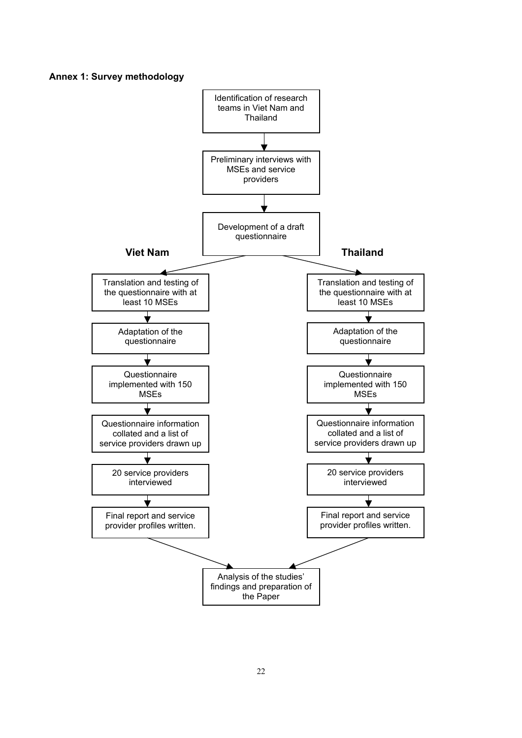**Annex 1: Survey methodology**

Identification of research teams in Viet Nam and Thailand

↓

Preliminary interviews with MSEs and service providers

↓

Development of a draft questionnaire

**Viet Nam**

1. Translation and testing of the questionnaire with at least 10 MSEs
2. Adaptation of the questionnaire
3. Questionnaire implemented with 150 MSEs
4. Questionnaire information collated and a list of service providers drawn up
5. 20 service providers interviewed
6. Final report and service provider profiles written.

**Thailand**

1. Translation and testing of the questionnaire with at least 10 MSEs
2. Adaptation of the questionnaire
3. Questionnaire implemented with 150 MSEs
4. Questionnaire information collated and a list of service providers drawn up
5. 20 service providers interviewed
6. Final report and service provider profiles written.

↓

Analysis of the studies' findings and preparation of the Paper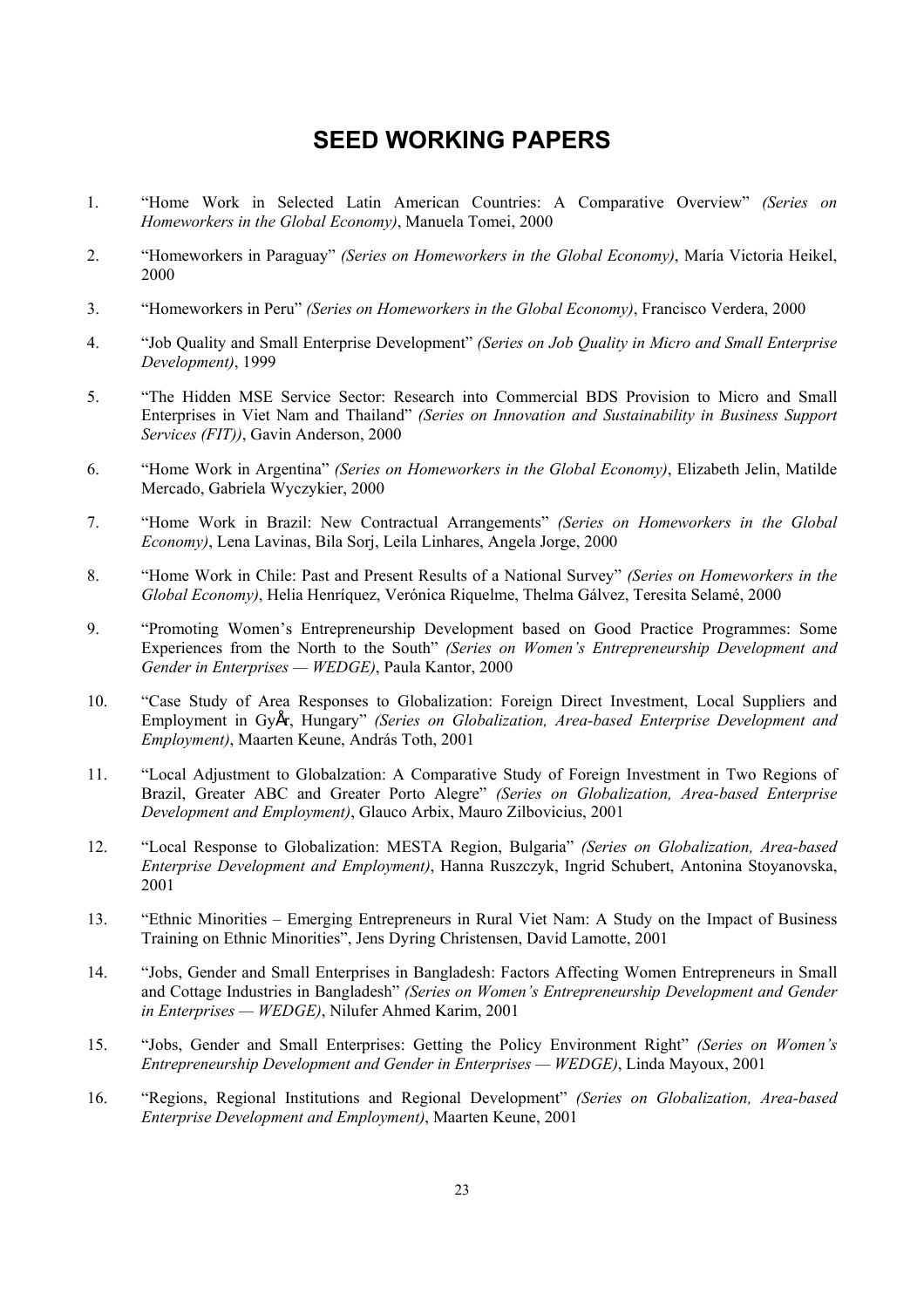# SEED WORKING PAPERS

1. "Home Work in Selected Latin American Countries: A Comparative Overview" *(Series on Homeworkers in the Global Economy)*, Manuela Tomei, 2000

2. "Homeworkers in Paraguay" *(Series on Homeworkers in the Global Economy)*, María Victoria Heikel, 2000

3. "Homeworkers in Peru" *(Series on Homeworkers in the Global Economy)*, Francisco Verdera, 2000

4. "Job Quality and Small Enterprise Development" *(Series on Job Quality in Micro and Small Enterprise Development)*, 1999

5. "The Hidden MSE Service Sector: Research into Commercial BDS Provision to Micro and Small Enterprises in Viet Nam and Thailand" *(Series on Innovation and Sustainability in Business Support Services (FIT))*, Gavin Anderson, 2000

6. "Home Work in Argentina" *(Series on Homeworkers in the Global Economy)*, Elizabeth Jelin, Matilde Mercado, Gabriela Wyczykier, 2000

7. "Home Work in Brazil: New Contractual Arrangements" *(Series on Homeworkers in the Global Economy)*, Lena Lavinas, Bila Sorj, Leila Linhares, Angela Jorge, 2000

8. "Home Work in Chile: Past and Present Results of a National Survey" *(Series on Homeworkers in the Global Economy)*, Helia Henríquez, Verónica Riquelme, Thelma Gálvez, Teresita Selamé, 2000

9. "Promoting Women's Entrepreneurship Development based on Good Practice Programmes: Some Experiences from the North to the South" *(Series on Women's Entrepreneurship Development and Gender in Enterprises — WEDGE)*, Paula Kantor, 2000

10. "Case Study of Area Responses to Globalization: Foreign Direct Investment, Local Suppliers and Employment in GyÅr, Hungary" *(Series on Globalization, Area-based Enterprise Development and Employment)*, Maarten Keune, András Toth, 2001

11. "Local Adjustment to Globalzation: A Comparative Study of Foreign Investment in Two Regions of Brazil, Greater ABC and Greater Porto Alegre" *(Series on Globalization, Area-based Enterprise Development and Employment)*, Glauco Arbix, Mauro Zilbovicius, 2001

12. "Local Response to Globalization: MESTA Region, Bulgaria" *(Series on Globalization, Area-based Enterprise Development and Employment)*, Hanna Ruszczyk, Ingrid Schubert, Antonina Stoyanovska, 2001

13. "Ethnic Minorities – Emerging Entrepreneurs in Rural Viet Nam: A Study on the Impact of Business Training on Ethnic Minorities", Jens Dyring Christensen, David Lamotte, 2001

14. "Jobs, Gender and Small Enterprises in Bangladesh: Factors Affecting Women Entrepreneurs in Small and Cottage Industries in Bangladesh" *(Series on Women's Entrepreneurship Development and Gender in Enterprises — WEDGE)*, Nilufer Ahmed Karim, 2001

15. "Jobs, Gender and Small Enterprises: Getting the Policy Environment Right" *(Series on Women's Entrepreneurship Development and Gender in Enterprises — WEDGE)*, Linda Mayoux, 2001

16. "Regions, Regional Institutions and Regional Development" *(Series on Globalization, Area-based Enterprise Development and Employment)*, Maarten Keune, 2001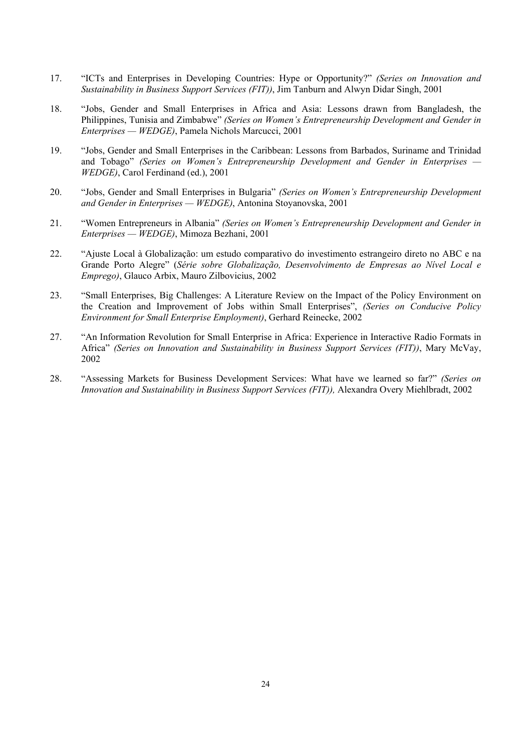17. "ICTs and Enterprises in Developing Countries: Hype or Opportunity?" *(Series on Innovation and Sustainability in Business Support Services (FIT))*, Jim Tanburn and Alwyn Didar Singh, 2001

18. "Jobs, Gender and Small Enterprises in Africa and Asia: Lessons drawn from Bangladesh, the Philippines, Tunisia and Zimbabwe" *(Series on Women's Entrepreneurship Development and Gender in Enterprises — WEDGE)*, Pamela Nichols Marcucci, 2001

19. "Jobs, Gender and Small Enterprises in the Caribbean: Lessons from Barbados, Suriname and Trinidad and Tobago" *(Series on Women's Entrepreneurship Development and Gender in Enterprises — WEDGE)*, Carol Ferdinand (ed.), 2001

20. "Jobs, Gender and Small Enterprises in Bulgaria" *(Series on Women's Entrepreneurship Development and Gender in Enterprises — WEDGE)*, Antonina Stoyanovska, 2001

21. "Women Entrepreneurs in Albania" *(Series on Women's Entrepreneurship Development and Gender in Enterprises — WEDGE)*, Mimoza Bezhani, 2001

22. "Ajuste Local à Globalização: um estudo comparativo do investimento estrangeiro direto no ABC e na Grande Porto Alegre" (*Série sobre Globalização, Desenvolvimento de Empresas ao Nível Local e Emprego)*, Glauco Arbix, Mauro Zilbovicius, 2002

23. "Small Enterprises, Big Challenges: A Literature Review on the Impact of the Policy Environment on the Creation and Improvement of Jobs within Small Enterprises", *(Series on Conducive Policy Environment for Small Enterprise Employment)*, Gerhard Reinecke, 2002

27. "An Information Revolution for Small Enterprise in Africa: Experience in Interactive Radio Formats in Africa" *(Series on Innovation and Sustainability in Business Support Services (FIT))*, Mary McVay, 2002

28. "Assessing Markets for Business Development Services: What have we learned so far?" *(Series on Innovation and Sustainability in Business Support Services (FIT)),* Alexandra Overy Miehlbradt, 2002